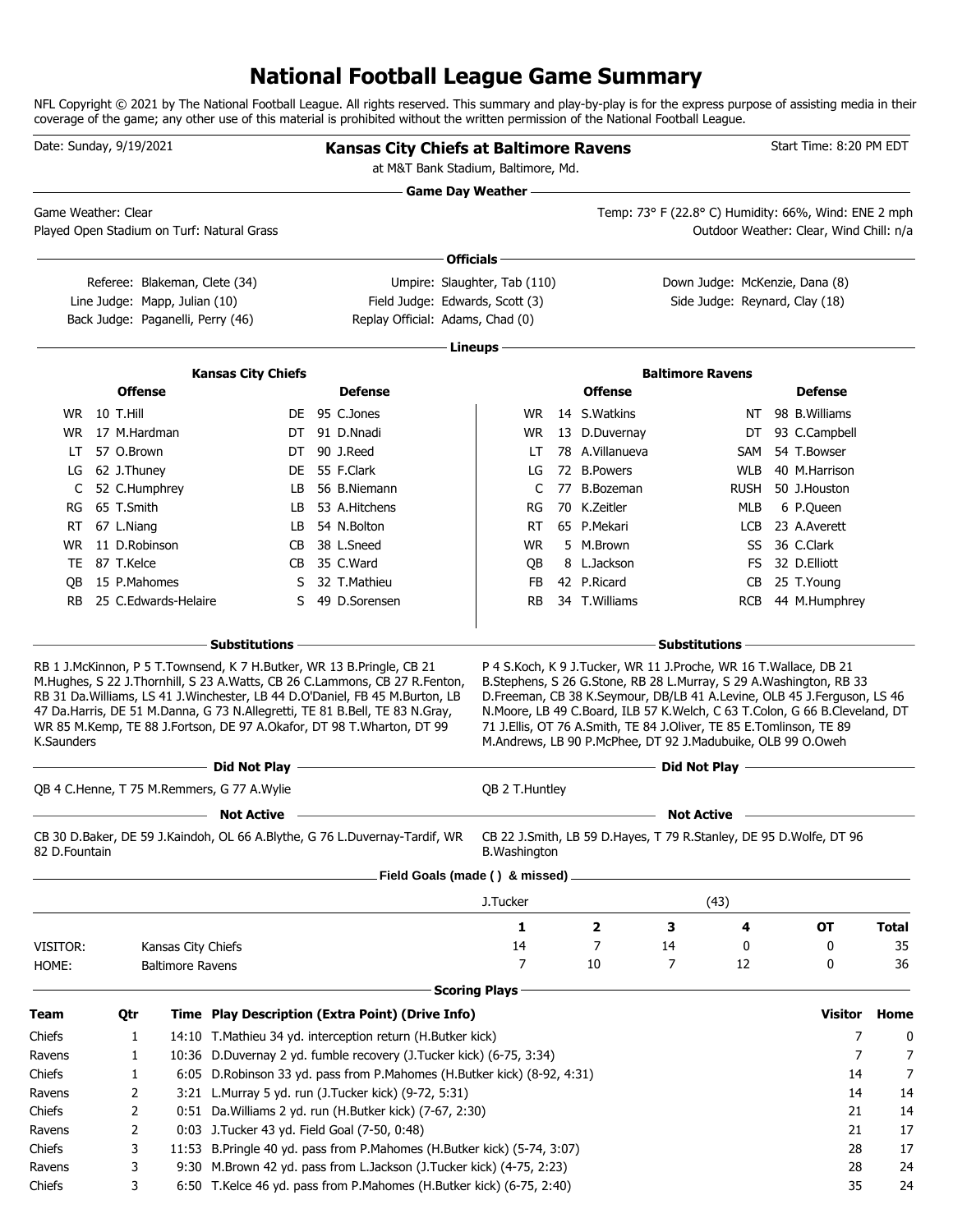# National Football League Game Summary

NFL Copyright © 2021 by The National Football League. All rights reserved. This summary and play-by-play is for the express purpose of assisting media in their coverage of the game; any other use of this material is prohibited without the written permission of the National Football League.

Date: Sunday, 9/19/2021

**Kansas City Chiefs at Baltimore Ravens**

at M&T Bank Stadium, Baltimore, Md.

Start Time: 8:20 PM EDT

## Game Day Weather

Game Weather: Clear

Played Open Stadium on Turf: Natural Grass

Temp: 73° F (22.8° C) Humidity: 66%, Wind: ENE 2 mph

Outdoor Weather: Clear, Wind Chill: n/a

## Officials

Referee: Blakeman, Clete (34)
Umpire: Slaughter, Tab (110)
Down Judge: McKenzie, Dana (8)
Line Judge: Mapp, Julian (10)
Field Judge: Edwards, Scott (3)
Side Judge: Reynard, Clay (18)
Back Judge: Paganelli, Perry (46)
Replay Official: Adams, Chad (0)

## Lineups

**Kansas City Chiefs**

| Offense | | Defense | |
|---|---|---|---|
| WR | 10 T.Hill | DE | 95 C.Jones |
| WR | 17 M.Hardman | DT | 91 D.Nnadi |
| LT | 57 O.Brown | DT | 90 J.Reed |
| LG | 62 J.Thuney | DE | 55 F.Clark |
| C | 52 C.Humphrey | LB | 56 B.Niemann |
| RG | 65 T.Smith | LB | 53 A.Hitchens |
| RT | 67 L.Niang | LB | 54 N.Bolton |
| WR | 11 D.Robinson | CB | 38 L.Sneed |
| TE | 87 T.Kelce | CB | 35 C.Ward |
| QB | 15 P.Mahomes | S | 32 T.Mathieu |
| RB | 25 C.Edwards-Helaire | S | 49 D.Sorensen |

**Baltimore Ravens**

| Offense | | Defense | |
|---|---|---|---|
| WR | 14 S.Watkins | NT | 98 B.Williams |
| WR | 13 D.Duvernay | DT | 93 C.Campbell |
| LT | 78 A.Villanueva | SAM | 54 T.Bowser |
| LG | 72 B.Powers | WLB | 40 M.Harrison |
| C | 77 B.Bozeman | RUSH | 50 J.Houston |
| RG | 70 K.Zeitler | MLB | 6 P.Queen |
| RT | 65 P.Mekari | LCB | 23 A.Averett |
| WR | 5 M.Brown | SS | 36 C.Clark |
| QB | 8 L.Jackson | FS | 32 D.Elliott |
| FB | 42 P.Ricard | CB | 25 T.Young |
| RB | 34 T.Williams | RCB | 44 M.Humphrey |

## Substitutions

**Kansas City Chiefs:** RB 1 J.McKinnon, P 5 T.Townsend, K 7 H.Butker, WR 13 B.Pringle, CB 21 M.Hughes, S 22 J.Thornhill, S 23 A.Watts, CB 26 C.Lammons, CB 27 R.Fenton, RB 31 Da.Williams, LS 41 J.Winchester, LB 44 D.O'Daniel, FB 45 M.Burton, LB 47 Da.Harris, DE 51 M.Danna, G 73 N.Allegretti, TE 81 B.Bell, TE 83 N.Gray, WR 85 M.Kemp, TE 88 J.Fortson, DE 97 A.Okafor, DT 98 T.Wharton, DT 99 K.Saunders

**Baltimore Ravens:** P 4 S.Koch, K 9 J.Tucker, WR 11 J.Proche, WR 16 T.Wallace, DB 21 B.Stephens, S 26 G.Stone, RB 28 L.Murray, S 29 A.Washington, RB 33 D.Freeman, CB 38 K.Seymour, DB/LB 41 A.Levine, OLB 45 J.Ferguson, LS 46 N.Moore, LB 49 C.Board, ILB 57 K.Welch, C 63 T.Colon, G 66 B.Cleveland, DT 71 J.Ellis, OT 76 A.Smith, TE 84 J.Oliver, TE 85 E.Tomlinson, TE 89 M.Andrews, LB 90 P.McPhee, DT 92 J.Madubuike, OLB 99 O.Oweh

## Did Not Play

**Kansas City Chiefs:** QB 4 C.Henne, T 75 M.Remmers, G 77 A.Wylie

**Baltimore Ravens:** QB 2 T.Huntley

## Not Active

**Kansas City Chiefs:** CB 30 D.Baker, DE 59 J.Kaindoh, OL 66 A.Blythe, G 76 L.Duvernay-Tardif, WR 82 D.Fountain

**Baltimore Ravens:** CB 22 J.Smith, LB 59 D.Hayes, T 79 R.Stanley, DE 95 D.Wolfe, DT 96 B.Washington

## Field Goals (made ( ) & missed)

J.Tucker (43)

| | | 1 | 2 | 3 | 4 | OT | Total |
|---|---|---|---|---|---|---|---|
| VISITOR: | Kansas City Chiefs | 14 | 7 | 14 | 0 | 0 | 35 |
| HOME: | Baltimore Ravens | 7 | 10 | 7 | 12 | 0 | 36 |

## Scoring Plays

| Team | Qtr | Time | Play Description (Extra Point) (Drive Info) | Visitor | Home |
|---|---|---|---|---|---|
| Chiefs | 1 | 14:10 | T.Mathieu 34 yd. interception return (H.Butker kick) | 7 | 0 |
| Ravens | 1 | 10:36 | D.Duvernay 2 yd. fumble recovery (J.Tucker kick) (6-75, 3:34) | 7 | 7 |
| Chiefs | 1 | 6:05 | D.Robinson 33 yd. pass from P.Mahomes (H.Butker kick) (8-92, 4:31) | 14 | 7 |
| Ravens | 2 | 3:21 | L.Murray 5 yd. run (J.Tucker kick) (9-72, 5:31) | 14 | 14 |
| Chiefs | 2 | 0:51 | Da.Williams 2 yd. run (H.Butker kick) (7-67, 2:30) | 21 | 14 |
| Ravens | 2 | 0:03 | J.Tucker 43 yd. Field Goal (7-50, 0:48) | 21 | 17 |
| Chiefs | 3 | 11:53 | B.Pringle 40 yd. pass from P.Mahomes (H.Butker kick) (5-74, 3:07) | 28 | 17 |
| Ravens | 3 | 9:30 | M.Brown 42 yd. pass from L.Jackson (J.Tucker kick) (4-75, 2:23) | 28 | 24 |
| Chiefs | 3 | 6:50 | T.Kelce 46 yd. pass from P.Mahomes (H.Butker kick) (6-75, 2:40) | 35 | 24 |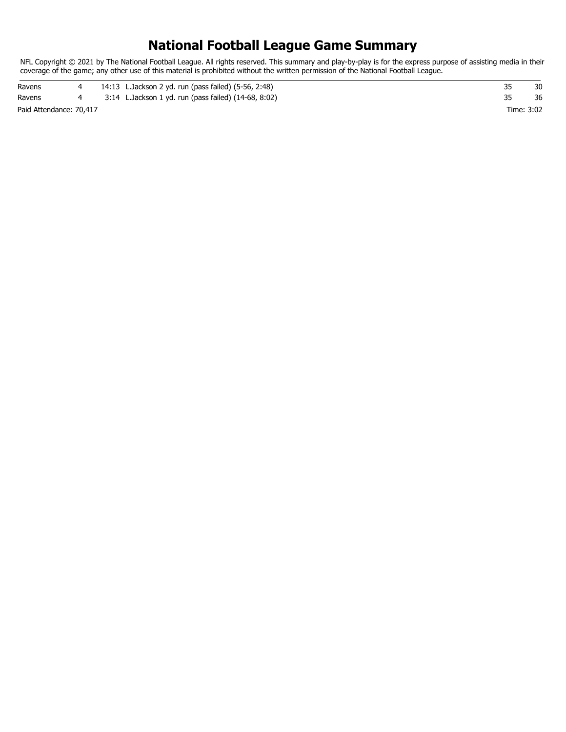# National Football League Game Summary

NFL Copyright © 2021 by The National Football League. All rights reserved. This summary and play-by-play is for the express purpose of assisting media in their coverage of the game; any other use of this material is prohibited without the written permission of the National Football League.

| | | | | | |
|---|---|---|---|---|---|
| Ravens | 4 | 14:13 | L.Jackson 2 yd. run (pass failed) (5-56, 2:48) | 35 | 30 |
| Ravens | 4 | 3:14 | L.Jackson 1 yd. run (pass failed) (14-68, 8:02) | 35 | 36 |

Paid Attendance: 70,417

Time: 3:02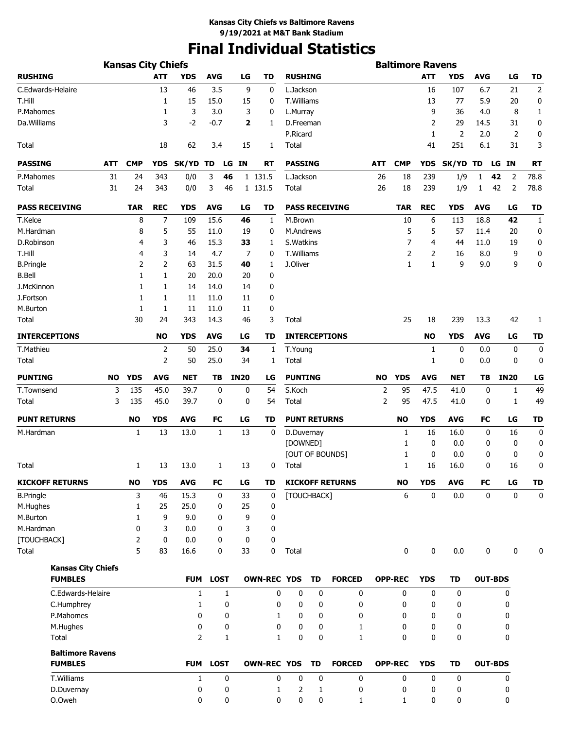**Kansas City Chiefs vs Baltimore Ravens**
**9/19/2021 at M&T Bank Stadium**

# Final Individual Statistics

## Kansas City Chiefs

| RUSHING | ATT | YDS | AVG | LG | TD |
|---|---|---|---|---|---|
| C.Edwards-Helaire | 13 | 46 | 3.5 | 9 | 0 |
| T.Hill | 1 | 15 | 15.0 | 15 | 0 |
| P.Mahomes | 1 | 3 | 3.0 | 3 | 0 |
| Da.Williams | 3 | -2 | -0.7 | **2** | 1 |
| Total | 18 | 62 | 3.4 | 15 | 1 |

| PASSING | ATT | CMP | YDS | SK/YD | TD | LG | IN | RT |
|---|---|---|---|---|---|---|---|---|
| P.Mahomes | 31 | 24 | 343 | 0/0 | 3 | **46** | 1 | 131.5 |
| Total | 31 | 24 | 343 | 0/0 | 3 | 46 | 1 | 131.5 |

| PASS RECEIVING | TAR | REC | YDS | AVG | LG | TD |
|---|---|---|---|---|---|---|
| T.Kelce | 8 | 7 | 109 | 15.6 | **46** | 1 |
| M.Hardman | 8 | 5 | 55 | 11.0 | 19 | 0 |
| D.Robinson | 4 | 3 | 46 | 15.3 | **33** | 1 |
| T.Hill | 4 | 3 | 14 | 4.7 | 7 | 0 |
| B.Pringle | 2 | 2 | 63 | 31.5 | **40** | 1 |
| B.Bell | 1 | 1 | 20 | 20.0 | 20 | 0 |
| J.McKinnon | 1 | 1 | 14 | 14.0 | 14 | 0 |
| J.Fortson | 1 | 1 | 11 | 11.0 | 11 | 0 |
| M.Burton | 1 | 1 | 11 | 11.0 | 11 | 0 |
| Total | 30 | 24 | 343 | 14.3 | 46 | 3 |

| INTERCEPTIONS | NO | YDS | AVG | LG | TD |
|---|---|---|---|---|---|
| T.Mathieu | 2 | 50 | 25.0 | **34** | 1 |
| Total | 2 | 50 | 25.0 | 34 | 1 |

| PUNTING | NO | YDS | AVG | NET | TB | IN20 | LG |
|---|---|---|---|---|---|---|---|
| T.Townsend | 3 | 135 | 45.0 | 39.7 | 0 | 0 | 54 |
| Total | 3 | 135 | 45.0 | 39.7 | 0 | 0 | 54 |

| PUNT RETURNS | NO | YDS | AVG | FC | LG | TD |
|---|---|---|---|---|---|---|
| M.Hardman | 1 | 13 | 13.0 | 1 | 13 | 0 |
| Total | 1 | 13 | 13.0 | 1 | 13 | 0 |

| KICKOFF RETURNS | NO | YDS | AVG | FC | LG | TD |
|---|---|---|---|---|---|---|
| B.Pringle | 3 | 46 | 15.3 | 0 | 33 | 0 |
| M.Hughes | 1 | 25 | 25.0 | 0 | 25 | 0 |
| M.Burton | 1 | 9 | 9.0 | 0 | 9 | 0 |
| M.Hardman | 0 | 3 | 0.0 | 0 | 3 | 0 |
| [TOUCHBACK] | 2 | 0 | 0.0 | 0 | 0 | 0 |
| Total | 5 | 83 | 16.6 | 0 | 33 | 0 |

## Baltimore Ravens

| RUSHING | ATT | YDS | AVG | LG | TD |
|---|---|---|---|---|---|
| L.Jackson | 16 | 107 | 6.7 | 21 | 2 |
| T.Williams | 13 | 77 | 5.9 | 20 | 0 |
| L.Murray | 9 | 36 | 4.0 | 8 | 1 |
| D.Freeman | 2 | 29 | 14.5 | 31 | 0 |
| P.Ricard | 1 | 2 | 2.0 | 2 | 0 |
| Total | 41 | 251 | 6.1 | 31 | 3 |

| PASSING | ATT | CMP | YDS | SK/YD | TD | LG | IN | RT |
|---|---|---|---|---|---|---|---|---|
| L.Jackson | 26 | 18 | 239 | 1/9 | 1 | **42** | 2 | 78.8 |
| Total | 26 | 18 | 239 | 1/9 | 1 | 42 | 2 | 78.8 |

| PASS RECEIVING | TAR | REC | YDS | AVG | LG | TD |
|---|---|---|---|---|---|---|
| M.Brown | 10 | 6 | 113 | 18.8 | **42** | 1 |
| M.Andrews | 5 | 5 | 57 | 11.4 | 20 | 0 |
| S.Watkins | 7 | 4 | 44 | 11.0 | 19 | 0 |
| T.Williams | 2 | 2 | 16 | 8.0 | 9 | 0 |
| J.Oliver | 1 | 1 | 9 | 9.0 | 9 | 0 |
| Total | 25 | 18 | 239 | 13.3 | 42 | 1 |

| INTERCEPTIONS | NO | YDS | AVG | LG | TD |
|---|---|---|---|---|---|
| T.Young | 1 | 0 | 0.0 | 0 | 0 |
| Total | 1 | 0 | 0.0 | 0 | 0 |

| PUNTING | NO | YDS | AVG | NET | TB | IN20 | LG |
|---|---|---|---|---|---|---|---|
| S.Koch | 2 | 95 | 47.5 | 41.0 | 0 | 1 | 49 |
| Total | 2 | 95 | 47.5 | 41.0 | 0 | 1 | 49 |

| PUNT RETURNS | NO | YDS | AVG | FC | LG | TD |
|---|---|---|---|---|---|---|
| D.Duvernay | 1 | 16 | 16.0 | 0 | 16 | 0 |
| [DOWNED] | 1 | 0 | 0.0 | 0 | 0 | 0 |
| [OUT OF BOUNDS] | 1 | 0 | 0.0 | 0 | 0 | 0 |
| Total | 1 | 16 | 16.0 | 0 | 16 | 0 |

| KICKOFF RETURNS | NO | YDS | AVG | FC | LG | TD |
|---|---|---|---|---|---|---|
| [TOUCHBACK] | 6 | 0 | 0.0 | 0 | 0 | 0 |
| Total | 0 | 0 | 0.0 | 0 | 0 | 0 |

## Kansas City Chiefs

| FUMBLES | FUM | LOST | OWN-REC | YDS | TD | FORCED | OPP-REC | YDS | TD | OUT-BDS |
|---|---|---|---|---|---|---|---|---|---|---|
| C.Edwards-Helaire | 1 | 1 | 0 | 0 | 0 | 0 | 0 | 0 | 0 | 0 |
| C.Humphrey | 1 | 0 | 0 | 0 | 0 | 0 | 0 | 0 | 0 | 0 |
| P.Mahomes | 0 | 0 | 1 | 0 | 0 | 0 | 0 | 0 | 0 | 0 |
| M.Hughes | 0 | 0 | 0 | 0 | 0 | 1 | 0 | 0 | 0 | 0 |
| Total | 2 | 1 | 1 | 0 | 0 | 1 | 0 | 0 | 0 | 0 |

## Baltimore Ravens

| FUMBLES | FUM | LOST | OWN-REC | YDS | TD | FORCED | OPP-REC | YDS | TD | OUT-BDS |
|---|---|---|---|---|---|---|---|---|---|---|
| T.Williams | 1 | 0 | 0 | 0 | 0 | 0 | 0 | 0 | 0 | 0 |
| D.Duvernay | 0 | 0 | 1 | 2 | 1 | 0 | 0 | 0 | 0 | 0 |
| O.Oweh | 0 | 0 | 0 | 0 | 0 | 1 | 1 | 0 | 0 | 0 |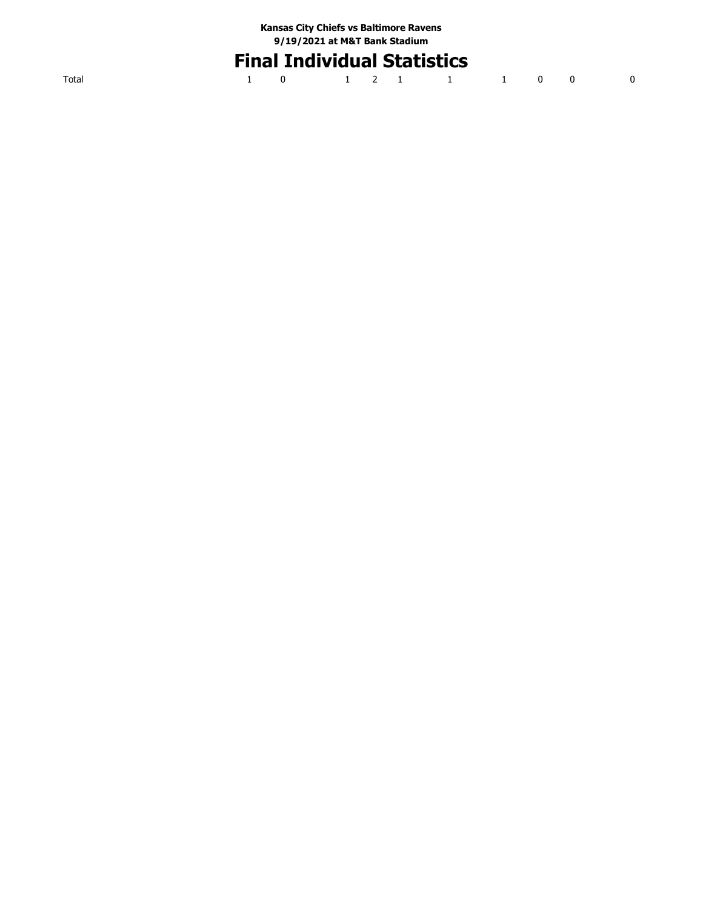**Kansas City Chiefs vs Baltimore Ravens**
**9/19/2021 at M&T Bank Stadium**

# Final Individual Statistics

| Total | 1 | 0 | 1 | 2 | 1 | 1 | 1 | 0 | 0 | 0 |
|---|---|---|---|---|---|---|---|---|---|---|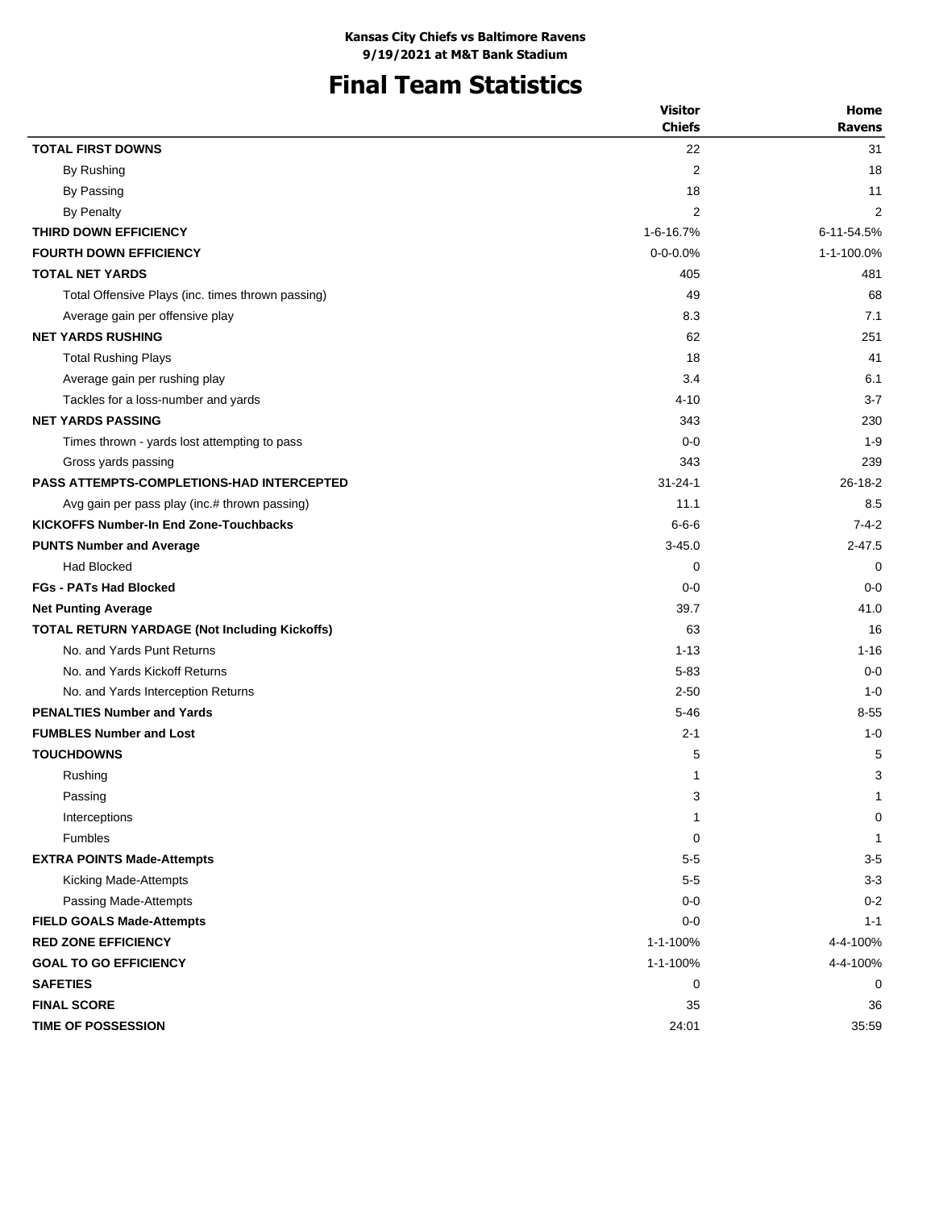**Kansas City Chiefs vs Baltimore Ravens**
**9/19/2021 at M&T Bank Stadium**

# Final Team Statistics

| | Visitor Chiefs | Home Ravens |
|---|---|---|
| **TOTAL FIRST DOWNS** | 22 | 31 |
| By Rushing | 2 | 18 |
| By Passing | 18 | 11 |
| By Penalty | 2 | 2 |
| **THIRD DOWN EFFICIENCY** | 1-6-16.7% | 6-11-54.5% |
| **FOURTH DOWN EFFICIENCY** | 0-0-0.0% | 1-1-100.0% |
| **TOTAL NET YARDS** | 405 | 481 |
| Total Offensive Plays (inc. times thrown passing) | 49 | 68 |
| Average gain per offensive play | 8.3 | 7.1 |
| **NET YARDS RUSHING** | 62 | 251 |
| Total Rushing Plays | 18 | 41 |
| Average gain per rushing play | 3.4 | 6.1 |
| Tackles for a loss-number and yards | 4-10 | 3-7 |
| **NET YARDS PASSING** | 343 | 230 |
| Times thrown - yards lost attempting to pass | 0-0 | 1-9 |
| Gross yards passing | 343 | 239 |
| **PASS ATTEMPTS-COMPLETIONS-HAD INTERCEPTED** | 31-24-1 | 26-18-2 |
| Avg gain per pass play (inc.# thrown passing) | 11.1 | 8.5 |
| **KICKOFFS Number-In End Zone-Touchbacks** | 6-6-6 | 7-4-2 |
| **PUNTS Number and Average** | 3-45.0 | 2-47.5 |
| Had Blocked | 0 | 0 |
| **FGs - PATs Had Blocked** | 0-0 | 0-0 |
| **Net Punting Average** | 39.7 | 41.0 |
| **TOTAL RETURN YARDAGE (Not Including Kickoffs)** | 63 | 16 |
| No. and Yards Punt Returns | 1-13 | 1-16 |
| No. and Yards Kickoff Returns | 5-83 | 0-0 |
| No. and Yards Interception Returns | 2-50 | 1-0 |
| **PENALTIES Number and Yards** | 5-46 | 8-55 |
| **FUMBLES Number and Lost** | 2-1 | 1-0 |
| **TOUCHDOWNS** | 5 | 5 |
| Rushing | 1 | 3 |
| Passing | 3 | 1 |
| Interceptions | 1 | 0 |
| Fumbles | 0 | 1 |
| **EXTRA POINTS Made-Attempts** | 5-5 | 3-5 |
| Kicking Made-Attempts | 5-5 | 3-3 |
| Passing Made-Attempts | 0-0 | 0-2 |
| **FIELD GOALS Made-Attempts** | 0-0 | 1-1 |
| **RED ZONE EFFICIENCY** | 1-1-100% | 4-4-100% |
| **GOAL TO GO EFFICIENCY** | 1-1-100% | 4-4-100% |
| **SAFETIES** | 0 | 0 |
| **FINAL SCORE** | 35 | 36 |
| **TIME OF POSSESSION** | 24:01 | 35:59 |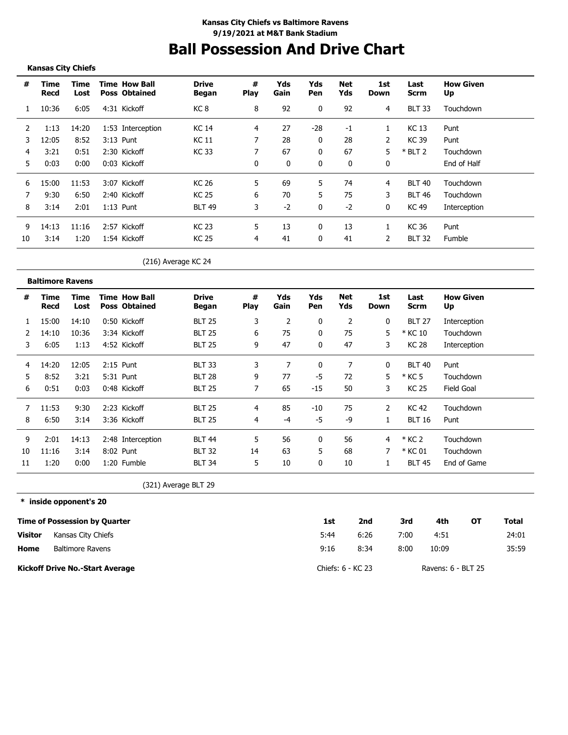**Kansas City Chiefs vs Baltimore Ravens**
**9/19/2021 at M&T Bank Stadium**

# Ball Possession And Drive Chart

**Kansas City Chiefs**

| # | Time Recd | Time Lost | Time Poss | How Ball Obtained | Drive Began | # Play | Yds Gain | Yds Pen | Net Yds | 1st Down | Last Scrm | How Given Up |
|---|---|---|---|---|---|---|---|---|---|---|---|---|
| 1 | 10:36 | 6:05 | 4:31 | Kickoff | KC 8 | 8 | 92 | 0 | 92 | 4 | BLT 33 | Touchdown |
| 2 | 1:13 | 14:20 | 1:53 | Interception | KC 14 | 4 | 27 | -28 | -1 | 1 | KC 13 | Punt |
| 3 | 12:05 | 8:52 | 3:13 | Punt | KC 11 | 7 | 28 | 0 | 28 | 2 | KC 39 | Punt |
| 4 | 3:21 | 0:51 | 2:30 | Kickoff | KC 33 | 7 | 67 | 0 | 67 | 5 | * BLT 2 | Touchdown |
| 5 | 0:03 | 0:00 | 0:03 | Kickoff | | 0 | 0 | 0 | 0 | 0 | | End of Half |
| 6 | 15:00 | 11:53 | 3:07 | Kickoff | KC 26 | 5 | 69 | 5 | 74 | 4 | BLT 40 | Touchdown |
| 7 | 9:30 | 6:50 | 2:40 | Kickoff | KC 25 | 6 | 70 | 5 | 75 | 3 | BLT 46 | Touchdown |
| 8 | 3:14 | 2:01 | 1:13 | Punt | BLT 49 | 3 | -2 | 0 | -2 | 0 | KC 49 | Interception |
| 9 | 14:13 | 11:16 | 2:57 | Kickoff | KC 23 | 5 | 13 | 0 | 13 | 1 | KC 36 | Punt |
| 10 | 3:14 | 1:20 | 1:54 | Kickoff | KC 25 | 4 | 41 | 0 | 41 | 2 | BLT 32 | Fumble |

(216) Average KC 24

**Baltimore Ravens**

| # | Time Recd | Time Lost | Time Poss | How Ball Obtained | Drive Began | # Play | Yds Gain | Yds Pen | Net Yds | 1st Down | Last Scrm | How Given Up |
|---|---|---|---|---|---|---|---|---|---|---|---|---|
| 1 | 15:00 | 14:10 | 0:50 | Kickoff | BLT 25 | 3 | 2 | 0 | 2 | 0 | BLT 27 | Interception |
| 2 | 14:10 | 10:36 | 3:34 | Kickoff | BLT 25 | 6 | 75 | 0 | 75 | 5 | * KC 10 | Touchdown |
| 3 | 6:05 | 1:13 | 4:52 | Kickoff | BLT 25 | 9 | 47 | 0 | 47 | 3 | KC 28 | Interception |
| 4 | 14:20 | 12:05 | 2:15 | Punt | BLT 33 | 3 | 7 | 0 | 7 | 0 | BLT 40 | Punt |
| 5 | 8:52 | 3:21 | 5:31 | Punt | BLT 28 | 9 | 77 | -5 | 72 | 5 | * KC 5 | Touchdown |
| 6 | 0:51 | 0:03 | 0:48 | Kickoff | BLT 25 | 7 | 65 | -15 | 50 | 3 | KC 25 | Field Goal |
| 7 | 11:53 | 9:30 | 2:23 | Kickoff | BLT 25 | 4 | 85 | -10 | 75 | 2 | KC 42 | Touchdown |
| 8 | 6:50 | 3:14 | 3:36 | Kickoff | BLT 25 | 4 | -4 | -5 | -9 | 1 | BLT 16 | Punt |
| 9 | 2:01 | 14:13 | 2:48 | Interception | BLT 44 | 5 | 56 | 0 | 56 | 4 | * KC 2 | Touchdown |
| 10 | 11:16 | 3:14 | 8:02 | Punt | BLT 32 | 14 | 63 | 5 | 68 | 7 | * KC 01 | Touchdown |
| 11 | 1:20 | 0:00 | 1:20 | Fumble | BLT 34 | 5 | 10 | 0 | 10 | 1 | BLT 45 | End of Game |

(321) Average BLT 29

**\* inside opponent's 20**

| Time of Possession by Quarter | | 1st | 2nd | 3rd | 4th | OT | Total |
|---|---|---|---|---|---|---|---|
| **Visitor** | Kansas City Chiefs | 5:44 | 6:26 | 7:00 | 4:51 | | 24:01 |
| **Home** | Baltimore Ravens | 9:16 | 8:34 | 8:00 | 10:09 | | 35:59 |

**Kickoff Drive No.-Start Average** Chiefs: 6 - KC 23 Ravens: 6 - BLT 25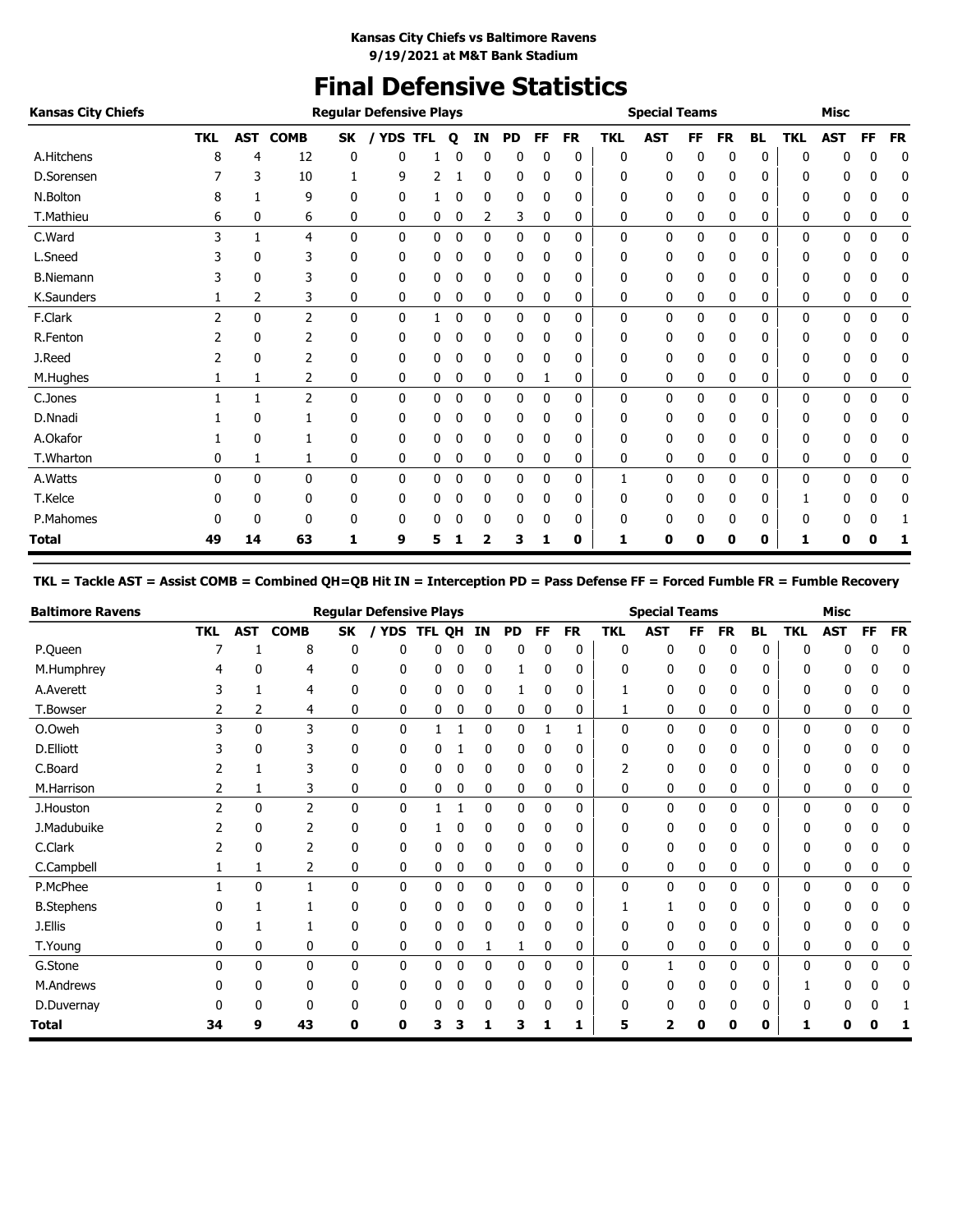**Kansas City Chiefs vs Baltimore Ravens**
**9/19/2021 at M&T Bank Stadium**

# Final Defensive Statistics

| Kansas City Chiefs | Regular Defensive Plays | | | | | | | | | | | Special Teams | | | | | | Misc | | | |
|---|---|---|---|---|---|---|---|---|---|---|---|---|---|---|---|---|---|---|---|---|---|
| | TKL | AST | COMB | SK | / YDS | TFL | Q | IN | PD | FF | FR | TKL | AST | FF | FR | BL | TKL | AST | FF | FR |
| A.Hitchens | 8 | 4 | 12 | 0 | 0 | 1 | 0 | 0 | 0 | 0 | 0 | 0 | 0 | 0 | 0 | 0 | 0 | 0 | 0 | 0 |
| D.Sorensen | 7 | 3 | 10 | 1 | 9 | 2 | 1 | 0 | 0 | 0 | 0 | 0 | 0 | 0 | 0 | 0 | 0 | 0 | 0 | 0 |
| N.Bolton | 8 | 1 | 9 | 0 | 0 | 1 | 0 | 0 | 0 | 0 | 0 | 0 | 0 | 0 | 0 | 0 | 0 | 0 | 0 | 0 |
| T.Mathieu | 6 | 0 | 6 | 0 | 0 | 0 | 0 | 2 | 3 | 0 | 0 | 0 | 0 | 0 | 0 | 0 | 0 | 0 | 0 | 0 |
| C.Ward | 3 | 1 | 4 | 0 | 0 | 0 | 0 | 0 | 0 | 0 | 0 | 0 | 0 | 0 | 0 | 0 | 0 | 0 | 0 | 0 |
| L.Sneed | 3 | 0 | 3 | 0 | 0 | 0 | 0 | 0 | 0 | 0 | 0 | 0 | 0 | 0 | 0 | 0 | 0 | 0 | 0 | 0 |
| B.Niemann | 3 | 0 | 3 | 0 | 0 | 0 | 0 | 0 | 0 | 0 | 0 | 0 | 0 | 0 | 0 | 0 | 0 | 0 | 0 | 0 |
| K.Saunders | 1 | 2 | 3 | 0 | 0 | 0 | 0 | 0 | 0 | 0 | 0 | 0 | 0 | 0 | 0 | 0 | 0 | 0 | 0 | 0 |
| F.Clark | 2 | 0 | 2 | 0 | 0 | 1 | 0 | 0 | 0 | 0 | 0 | 0 | 0 | 0 | 0 | 0 | 0 | 0 | 0 | 0 |
| R.Fenton | 2 | 0 | 2 | 0 | 0 | 0 | 0 | 0 | 0 | 0 | 0 | 0 | 0 | 0 | 0 | 0 | 0 | 0 | 0 | 0 |
| J.Reed | 2 | 0 | 2 | 0 | 0 | 0 | 0 | 0 | 0 | 0 | 0 | 0 | 0 | 0 | 0 | 0 | 0 | 0 | 0 | 0 |
| M.Hughes | 1 | 1 | 2 | 0 | 0 | 0 | 0 | 0 | 0 | 1 | 0 | 0 | 0 | 0 | 0 | 0 | 0 | 0 | 0 | 0 |
| C.Jones | 1 | 1 | 2 | 0 | 0 | 0 | 0 | 0 | 0 | 0 | 0 | 0 | 0 | 0 | 0 | 0 | 0 | 0 | 0 | 0 |
| D.Nnadi | 1 | 0 | 1 | 0 | 0 | 0 | 0 | 0 | 0 | 0 | 0 | 0 | 0 | 0 | 0 | 0 | 0 | 0 | 0 | 0 |
| A.Okafor | 1 | 0 | 1 | 0 | 0 | 0 | 0 | 0 | 0 | 0 | 0 | 0 | 0 | 0 | 0 | 0 | 0 | 0 | 0 | 0 |
| T.Wharton | 0 | 1 | 1 | 0 | 0 | 0 | 0 | 0 | 0 | 0 | 0 | 0 | 0 | 0 | 0 | 0 | 0 | 0 | 0 | 0 |
| A.Watts | 0 | 0 | 0 | 0 | 0 | 0 | 0 | 0 | 0 | 0 | 0 | 1 | 0 | 0 | 0 | 0 | 0 | 0 | 0 | 0 |
| T.Kelce | 0 | 0 | 0 | 0 | 0 | 0 | 0 | 0 | 0 | 0 | 0 | 0 | 0 | 0 | 0 | 0 | 1 | 0 | 0 | 0 |
| P.Mahomes | 0 | 0 | 0 | 0 | 0 | 0 | 0 | 0 | 0 | 0 | 0 | 0 | 0 | 0 | 0 | 0 | 0 | 0 | 0 | 1 |
| **Total** | **49** | **14** | **63** | **1** | **9** | **5** | **1** | **2** | **3** | **1** | **0** | **1** | **0** | **0** | **0** | **0** | **1** | **0** | **0** | **1** |

**TKL = Tackle AST = Assist COMB = Combined QH=QB Hit IN = Interception PD = Pass Defense FF = Forced Fumble FR = Fumble Recovery**

| Baltimore Ravens | Regular Defensive Plays | | | | | | | | | | | Special Teams | | | | | | Misc | | | |
|---|---|---|---|---|---|---|---|---|---|---|---|---|---|---|---|---|---|---|---|---|---|
| | TKL | AST | COMB | SK | / YDS | TFL | QH | IN | PD | FF | FR | TKL | AST | FF | FR | BL | TKL | AST | FF | FR |
| P.Queen | 7 | 1 | 8 | 0 | 0 | 0 | 0 | 0 | 0 | 0 | 0 | 0 | 0 | 0 | 0 | 0 | 0 | 0 | 0 | 0 |
| M.Humphrey | 4 | 0 | 4 | 0 | 0 | 0 | 0 | 0 | 1 | 0 | 0 | 0 | 0 | 0 | 0 | 0 | 0 | 0 | 0 | 0 |
| A.Averett | 3 | 1 | 4 | 0 | 0 | 0 | 0 | 0 | 1 | 0 | 0 | 1 | 0 | 0 | 0 | 0 | 0 | 0 | 0 | 0 |
| T.Bowser | 2 | 2 | 4 | 0 | 0 | 0 | 0 | 0 | 0 | 0 | 0 | 1 | 0 | 0 | 0 | 0 | 0 | 0 | 0 | 0 |
| O.Oweh | 3 | 0 | 3 | 0 | 0 | 1 | 1 | 0 | 0 | 1 | 1 | 0 | 0 | 0 | 0 | 0 | 0 | 0 | 0 | 0 |
| D.Elliott | 3 | 0 | 3 | 0 | 0 | 0 | 1 | 0 | 0 | 0 | 0 | 0 | 0 | 0 | 0 | 0 | 0 | 0 | 0 | 0 |
| C.Board | 2 | 1 | 3 | 0 | 0 | 0 | 0 | 0 | 0 | 0 | 0 | 2 | 0 | 0 | 0 | 0 | 0 | 0 | 0 | 0 |
| M.Harrison | 2 | 1 | 3 | 0 | 0 | 0 | 0 | 0 | 0 | 0 | 0 | 0 | 0 | 0 | 0 | 0 | 0 | 0 | 0 | 0 |
| J.Houston | 2 | 0 | 2 | 0 | 0 | 1 | 1 | 0 | 0 | 0 | 0 | 0 | 0 | 0 | 0 | 0 | 0 | 0 | 0 | 0 |
| J.Madubuike | 2 | 0 | 2 | 0 | 0 | 1 | 0 | 0 | 0 | 0 | 0 | 0 | 0 | 0 | 0 | 0 | 0 | 0 | 0 | 0 |
| C.Clark | 2 | 0 | 2 | 0 | 0 | 0 | 0 | 0 | 0 | 0 | 0 | 0 | 0 | 0 | 0 | 0 | 0 | 0 | 0 | 0 |
| C.Campbell | 1 | 1 | 2 | 0 | 0 | 0 | 0 | 0 | 0 | 0 | 0 | 0 | 0 | 0 | 0 | 0 | 0 | 0 | 0 | 0 |
| P.McPhee | 1 | 0 | 1 | 0 | 0 | 0 | 0 | 0 | 0 | 0 | 0 | 0 | 0 | 0 | 0 | 0 | 0 | 0 | 0 | 0 |
| B.Stephens | 0 | 1 | 1 | 0 | 0 | 0 | 0 | 0 | 0 | 0 | 0 | 1 | 1 | 0 | 0 | 0 | 0 | 0 | 0 | 0 |
| J.Ellis | 0 | 1 | 1 | 0 | 0 | 0 | 0 | 0 | 0 | 0 | 0 | 0 | 0 | 0 | 0 | 0 | 0 | 0 | 0 | 0 |
| T.Young | 0 | 0 | 0 | 0 | 0 | 0 | 0 | 1 | 1 | 0 | 0 | 0 | 0 | 0 | 0 | 0 | 0 | 0 | 0 | 0 |
| G.Stone | 0 | 0 | 0 | 0 | 0 | 0 | 0 | 0 | 0 | 0 | 0 | 0 | 1 | 0 | 0 | 0 | 0 | 0 | 0 | 0 |
| M.Andrews | 0 | 0 | 0 | 0 | 0 | 0 | 0 | 0 | 0 | 0 | 0 | 0 | 0 | 0 | 0 | 0 | 1 | 0 | 0 | 0 |
| D.Duvernay | 0 | 0 | 0 | 0 | 0 | 0 | 0 | 0 | 0 | 0 | 0 | 0 | 0 | 0 | 0 | 0 | 0 | 0 | 0 | 1 |
| **Total** | **34** | **9** | **43** | **0** | **0** | **3** | **3** | **1** | **3** | **1** | **1** | **5** | **2** | **0** | **0** | **0** | **1** | **0** | **0** | **1** |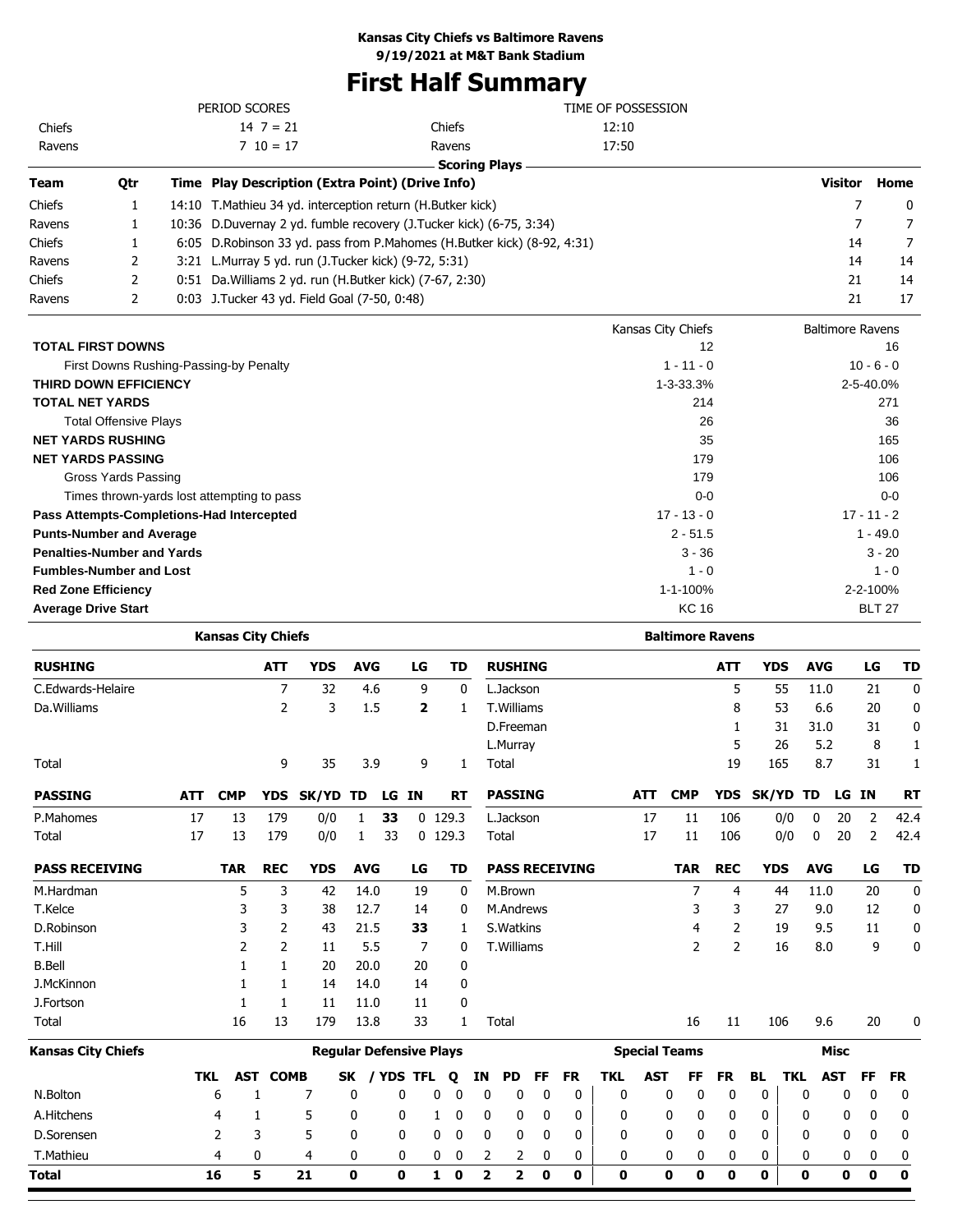**Kansas City Chiefs vs Baltimore Ravens**
**9/19/2021 at M&T Bank Stadium**

# First Half Summary

| PERIOD SCORES | | | TIME OF POSSESSION | |
|---|---|---|---|---|
| Chiefs | 14 7 = 21 | | Chiefs | 12:10 |
| Ravens | 7 10 = 17 | | Ravens | 17:50 |

**Scoring Plays**

| Team | Qtr | Time | Play Description (Extra Point) (Drive Info) | Visitor | Home |
|---|---|---|---|---|---|
| Chiefs | 1 | 14:10 | T.Mathieu 34 yd. interception return (H.Butker kick) | 7 | 0 |
| Ravens | 1 | 10:36 | D.Duvernay 2 yd. fumble recovery (J.Tucker kick) (6-75, 3:34) | 7 | 7 |
| Chiefs | 1 | 6:05 | D.Robinson 33 yd. pass from P.Mahomes (H.Butker kick) (8-92, 4:31) | 14 | 7 |
| Ravens | 2 | 3:21 | L.Murray 5 yd. run (J.Tucker kick) (9-72, 5:31) | 14 | 14 |
| Chiefs | 2 | 0:51 | Da.Williams 2 yd. run (H.Butker kick) (7-67, 2:30) | 21 | 14 |
| Ravens | 2 | 0:03 | J.Tucker 43 yd. Field Goal (7-50, 0:48) | 21 | 17 |

| | Kansas City Chiefs | Baltimore Ravens |
|---|---|---|
| **TOTAL FIRST DOWNS** | 12 | 16 |
| First Downs Rushing-Passing-by Penalty | 1 - 11 - 0 | 10 - 6 - 0 |
| **THIRD DOWN EFFICIENCY** | 1-3-33.3% | 2-5-40.0% |
| **TOTAL NET YARDS** | 214 | 271 |
| Total Offensive Plays | 26 | 36 |
| **NET YARDS RUSHING** | 35 | 165 |
| **NET YARDS PASSING** | 179 | 106 |
| Gross Yards Passing | 179 | 106 |
| Times thrown-yards lost attempting to pass | 0-0 | 0-0 |
| **Pass Attempts-Completions-Had Intercepted** | 17 - 13 - 0 | 17 - 11 - 2 |
| **Punts-Number and Average** | 2 - 51.5 | 1 - 49.0 |
| **Penalties-Number and Yards** | 3 - 36 | 3 - 20 |
| **Fumbles-Number and Lost** | 1 - 0 | 1 - 0 |
| **Red Zone Efficiency** | 1-1-100% | 2-2-100% |
| **Average Drive Start** | KC 16 | BLT 27 |

## Kansas City Chiefs

| RUSHING | ATT | YDS | AVG | LG | TD |
|---|---|---|---|---|---|
| C.Edwards-Helaire | 7 | 32 | 4.6 | 9 | 0 |
| Da.Williams | 2 | 3 | 1.5 | **2** | 1 |
| Total | 9 | 35 | 3.9 | 9 | 1 |

| PASSING | ATT | CMP | YDS | SK/YD | TD | LG | IN | RT |
|---|---|---|---|---|---|---|---|---|
| P.Mahomes | 17 | 13 | 179 | 0/0 | 1 | **33** | 0 | 129.3 |
| Total | 17 | 13 | 179 | 0/0 | 1 | 33 | 0 | 129.3 |

| PASS RECEIVING | TAR | REC | YDS | AVG | LG | TD |
|---|---|---|---|---|---|---|
| M.Hardman | 5 | 3 | 42 | 14.0 | 19 | 0 |
| T.Kelce | 3 | 3 | 38 | 12.7 | 14 | 0 |
| D.Robinson | 3 | 2 | 43 | 21.5 | **33** | 1 |
| T.Hill | 2 | 2 | 11 | 5.5 | 7 | 0 |
| B.Bell | 1 | 1 | 20 | 20.0 | 20 | 0 |
| J.McKinnon | 1 | 1 | 14 | 14.0 | 14 | 0 |
| J.Fortson | 1 | 1 | 11 | 11.0 | 11 | 0 |
| Total | 16 | 13 | 179 | 13.8 | 33 | 1 |

## Baltimore Ravens

| RUSHING | ATT | YDS | AVG | LG | TD |
|---|---|---|---|---|---|
| L.Jackson | 5 | 55 | 11.0 | 21 | 0 |
| T.Williams | 8 | 53 | 6.6 | 20 | 0 |
| D.Freeman | 1 | 31 | 31.0 | 31 | 0 |
| L.Murray | 5 | 26 | 5.2 | 8 | 1 |
| Total | 19 | 165 | 8.7 | 31 | 1 |

| PASSING | ATT | CMP | YDS | SK/YD | TD | LG | IN | RT |
|---|---|---|---|---|---|---|---|---|
| L.Jackson | 17 | 11 | 106 | 0/0 | 0 | 20 | 2 | 42.4 |
| Total | 17 | 11 | 106 | 0/0 | 0 | 20 | 2 | 42.4 |

| PASS RECEIVING | TAR | REC | YDS | AVG | LG | TD |
|---|---|---|---|---|---|---|
| M.Brown | 7 | 4 | 44 | 11.0 | 20 | 0 |
| M.Andrews | 3 | 3 | 27 | 9.0 | 12 | 0 |
| S.Watkins | 4 | 2 | 19 | 9.5 | 11 | 0 |
| T.Williams | 2 | 2 | 16 | 8.0 | 9 | 0 |
| Total | 16 | 11 | 106 | 9.6 | 20 | 0 |

## Kansas City Chiefs

| | Regular Defensive Plays | | | | | | | | | | | Special Teams | | | | | Misc | | | |
|---|---|---|---|---|---|---|---|---|---|---|---|---|---|---|---|---|---|---|---|---|
| | TKL | AST | COMB | SK | / YDS | TFL | Q | IN | PD | FF | FR | TKL | AST | FF | FR | BL | TKL | AST | FF | FR |
| N.Bolton | 6 | 1 | 7 | 0 | 0 | 0 | 0 | 0 | 0 | 0 | 0 | 0 | 0 | 0 | 0 | 0 | 0 | 0 | 0 | 0 |
| A.Hitchens | 4 | 1 | 5 | 0 | 0 | 1 | 0 | 0 | 0 | 0 | 0 | 0 | 0 | 0 | 0 | 0 | 0 | 0 | 0 | 0 |
| D.Sorensen | 2 | 3 | 5 | 0 | 0 | 0 | 0 | 0 | 0 | 0 | 0 | 0 | 0 | 0 | 0 | 0 | 0 | 0 | 0 | 0 |
| T.Mathieu | 4 | 0 | 4 | 0 | 0 | 0 | 0 | 2 | 2 | 0 | 0 | 0 | 0 | 0 | 0 | 0 | 0 | 0 | 0 | 0 |
| **Total** | **16** | **5** | **21** | **0** | **0** | **1** | **0** | **2** | **2** | **0** | **0** | **0** | **0** | **0** | **0** | **0** | **0** | **0** | **0** | **0** |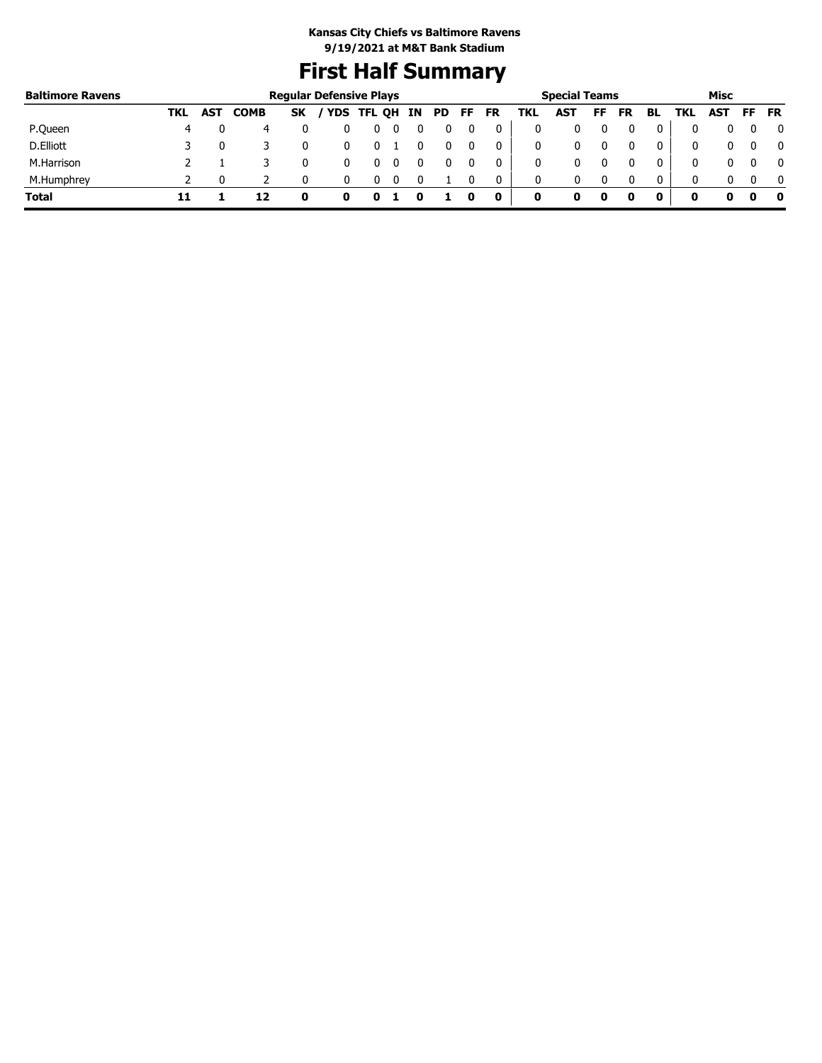**Kansas City Chiefs vs Baltimore Ravens**
**9/19/2021 at M&T Bank Stadium**

# First Half Summary

| Baltimore Ravens | Regular Defensive Plays | | | | | | | | | | | Special Teams | | | | | Misc | | | |
|---|---|---|---|---|---|---|---|---|---|---|---|---|---|---|---|---|---|---|---|---|
| | TKL | AST | COMB | SK | / YDS | TFL | QH | IN | PD | FF | FR | TKL | AST | FF | FR | BL | TKL | AST | FF | FR |
| P.Queen | 4 | 0 | 4 | 0 | 0 | 0 | 0 | 0 | 0 | 0 | 0 | 0 | 0 | 0 | 0 | 0 | 0 | 0 | 0 | 0 |
| D.Elliott | 3 | 0 | 3 | 0 | 0 | 0 | 1 | 0 | 0 | 0 | 0 | 0 | 0 | 0 | 0 | 0 | 0 | 0 | 0 | 0 |
| M.Harrison | 2 | 1 | 3 | 0 | 0 | 0 | 0 | 0 | 0 | 0 | 0 | 0 | 0 | 0 | 0 | 0 | 0 | 0 | 0 | 0 |
| M.Humphrey | 2 | 0 | 2 | 0 | 0 | 0 | 0 | 0 | 1 | 0 | 0 | 0 | 0 | 0 | 0 | 0 | 0 | 0 | 0 | 0 |
| **Total** | **11** | **1** | **12** | **0** | **0** | **0** | **1** | **0** | **1** | **0** | **0** | **0** | **0** | **0** | **0** | **0** | **0** | **0** | **0** | **0** |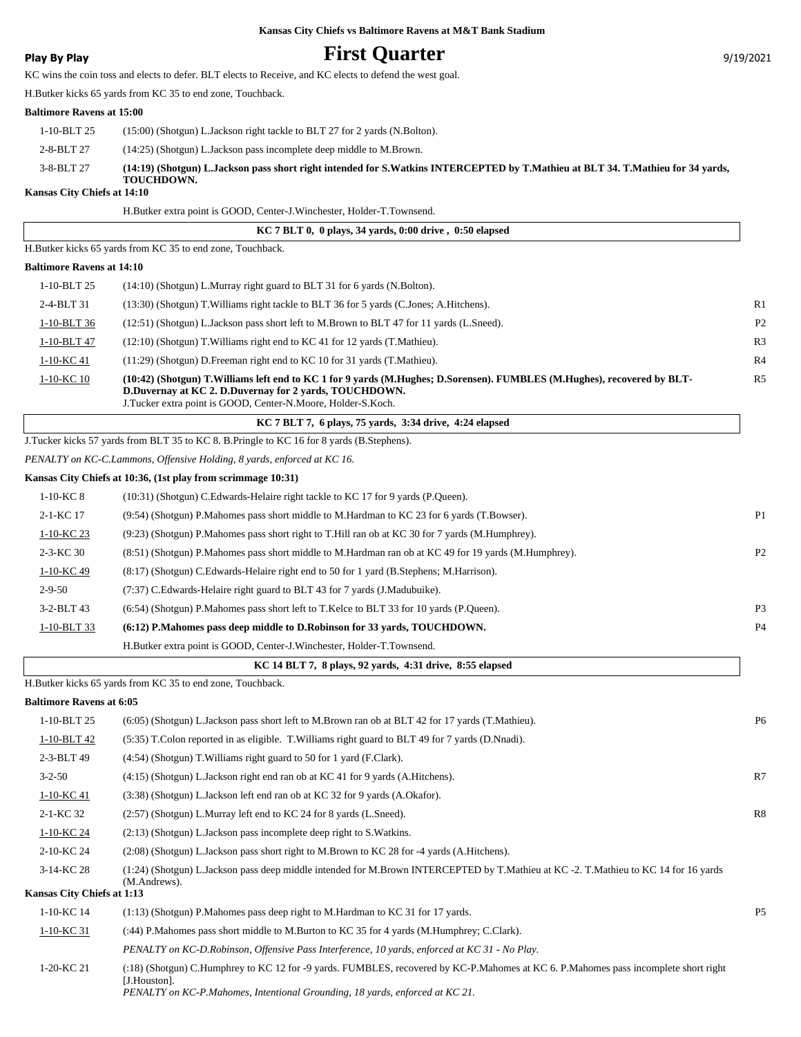Kansas City Chiefs vs Baltimore Ravens at M&T Bank Stadium

**Play By Play**

# First Quarter

9/19/2021

KC wins the coin toss and elects to defer. BLT elects to Receive, and KC elects to defend the west goal.

H.Butker kicks 65 yards from KC 35 to end zone, Touchback.

**Baltimore Ravens at 15:00**

| | | |
|---|---|---|
| 1-10-BLT 25 | (15:00) (Shotgun) L.Jackson right tackle to BLT 27 for 2 yards (N.Bolton). | |
| 2-8-BLT 27 | (14:25) (Shotgun) L.Jackson pass incomplete deep middle to M.Brown. | |
| 3-8-BLT 27 | **(14:19) (Shotgun) L.Jackson pass short right intended for S.Watkins INTERCEPTED by T.Mathieu at BLT 34. T.Mathieu for 34 yards, TOUCHDOWN.** | |

**Kansas City Chiefs at 14:10**

| | | |
|---|---|---|
| | H.Butker extra point is GOOD, Center-J.Winchester, Holder-T.Townsend. | |

**KC 7 BLT 0, 0 plays, 34 yards, 0:00 drive , 0:50 elapsed**

H.Butker kicks 65 yards from KC 35 to end zone, Touchback.

**Baltimore Ravens at 14:10**

| | | |
|---|---|---|
| 1-10-BLT 25 | (14:10) (Shotgun) L.Murray right guard to BLT 31 for 6 yards (N.Bolton). | |
| 2-4-BLT 31 | (13:30) (Shotgun) T.Williams right tackle to BLT 36 for 5 yards (C.Jones; A.Hitchens). | R1 |
| 1-10-BLT 36 | (12:51) (Shotgun) L.Jackson pass short left to M.Brown to BLT 47 for 11 yards (L.Sneed). | P2 |
| 1-10-BLT 47 | (12:10) (Shotgun) T.Williams right end to KC 41 for 12 yards (T.Mathieu). | R3 |
| 1-10-KC 41 | (11:29) (Shotgun) D.Freeman right end to KC 10 for 31 yards (T.Mathieu). | R4 |
| 1-10-KC 10 | **(10:42) (Shotgun) T.Williams left end to KC 1 for 9 yards (M.Hughes; D.Sorensen). FUMBLES (M.Hughes), recovered by BLT-D.Duvernay at KC 2. D.Duvernay for 2 yards, TOUCHDOWN.** J.Tucker extra point is GOOD, Center-N.Moore, Holder-S.Koch. | R5 |

**KC 7 BLT 7, 6 plays, 75 yards, 3:34 drive, 4:24 elapsed**

J.Tucker kicks 57 yards from BLT 35 to KC 8. B.Pringle to KC 16 for 8 yards (B.Stephens).

*PENALTY on KC-C.Lammons, Offensive Holding, 8 yards, enforced at KC 16.*

**Kansas City Chiefs at 10:36, (1st play from scrimmage 10:31)**

| | | |
|---|---|---|
| 1-10-KC 8 | (10:31) (Shotgun) C.Edwards-Helaire right tackle to KC 17 for 9 yards (P.Queen). | |
| 2-1-KC 17 | (9:54) (Shotgun) P.Mahomes pass short middle to M.Hardman to KC 23 for 6 yards (T.Bowser). | P1 |
| 1-10-KC 23 | (9:23) (Shotgun) P.Mahomes pass short right to T.Hill ran ob at KC 30 for 7 yards (M.Humphrey). | |
| 2-3-KC 30 | (8:51) (Shotgun) P.Mahomes pass short middle to M.Hardman ran ob at KC 49 for 19 yards (M.Humphrey). | P2 |
| 1-10-KC 49 | (8:17) (Shotgun) C.Edwards-Helaire right end to 50 for 1 yard (B.Stephens; M.Harrison). | |
| 2-9-50 | (7:37) C.Edwards-Helaire right guard to BLT 43 for 7 yards (J.Madubuike). | |
| 3-2-BLT 43 | (6:54) (Shotgun) P.Mahomes pass short left to T.Kelce to BLT 33 for 10 yards (P.Queen). | P3 |
| 1-10-BLT 33 | **(6:12) P.Mahomes pass deep middle to D.Robinson for 33 yards, TOUCHDOWN.** | P4 |
| | H.Butker extra point is GOOD, Center-J.Winchester, Holder-T.Townsend. | |

**KC 14 BLT 7, 8 plays, 92 yards, 4:31 drive, 8:55 elapsed**

H.Butker kicks 65 yards from KC 35 to end zone, Touchback.

**Baltimore Ravens at 6:05**

| | | |
|---|---|---|
| 1-10-BLT 25 | (6:05) (Shotgun) L.Jackson pass short left to M.Brown ran ob at BLT 42 for 17 yards (T.Mathieu). | P6 |
| 1-10-BLT 42 | (5:35) T.Colon reported in as eligible. T.Williams right guard to BLT 49 for 7 yards (D.Nnadi). | |
| 2-3-BLT 49 | (4:54) (Shotgun) T.Williams right guard to 50 for 1 yard (F.Clark). | |
| 3-2-50 | (4:15) (Shotgun) L.Jackson right end ran ob at KC 41 for 9 yards (A.Hitchens). | R7 |
| 1-10-KC 41 | (3:38) (Shotgun) L.Jackson left end ran ob at KC 32 for 9 yards (A.Okafor). | |
| 2-1-KC 32 | (2:57) (Shotgun) L.Murray left end to KC 24 for 8 yards (L.Sneed). | R8 |
| 1-10-KC 24 | (2:13) (Shotgun) L.Jackson pass incomplete deep right to S.Watkins. | |
| 2-10-KC 24 | (2:08) (Shotgun) L.Jackson pass short right to M.Brown to KC 28 for -4 yards (A.Hitchens). | |
| 3-14-KC 28 | (1:24) (Shotgun) L.Jackson pass deep middle intended for M.Brown INTERCEPTED by T.Mathieu at KC -2. T.Mathieu to KC 14 for 16 yards (M.Andrews). | |

**Kansas City Chiefs at 1:13**

| | | |
|---|---|---|
| 1-10-KC 14 | (1:13) (Shotgun) P.Mahomes pass deep right to M.Hardman to KC 31 for 17 yards. | P5 |
| 1-10-KC 31 | (:44) P.Mahomes pass short middle to M.Burton to KC 35 for 4 yards (M.Humphrey; C.Clark). *PENALTY on KC-D.Robinson, Offensive Pass Interference, 10 yards, enforced at KC 31 - No Play.* | |
| 1-20-KC 21 | (:18) (Shotgun) C.Humphrey to KC 12 for -9 yards. FUMBLES, recovered by KC-P.Mahomes at KC 6. P.Mahomes pass incomplete short right [J.Houston]. *PENALTY on KC-P.Mahomes, Intentional Grounding, 18 yards, enforced at KC 21.* | |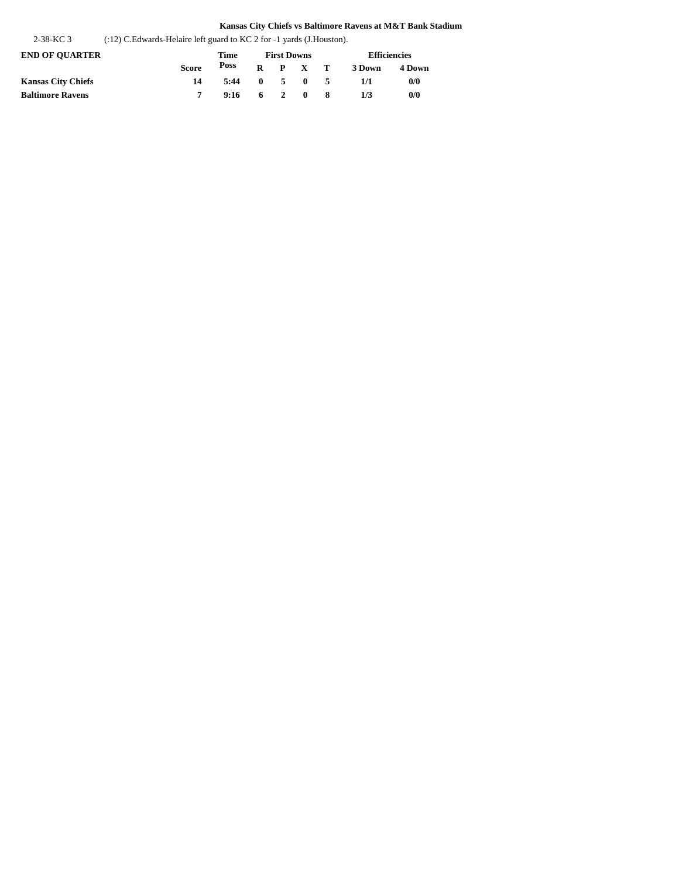**Kansas City Chiefs vs Baltimore Ravens at M&T Bank Stadium**

| | |
|---|---|
| 2-38-KC 3 | (:12) C.Edwards-Helaire left guard to KC 2 for -1 yards (J.Houston). |

| END OF QUARTER | | Time | First Downs | | | | Efficiencies | |
|---|---|---|---|---|---|---|---|---|
| | Score | Poss | R | P | X | T | 3 Down | 4 Down |
| **Kansas City Chiefs** | **14** | **5:44** | **0** | **5** | **0** | **5** | **1/1** | **0/0** |
| **Baltimore Ravens** | **7** | **9:16** | **6** | **2** | **0** | **8** | **1/3** | **0/0** |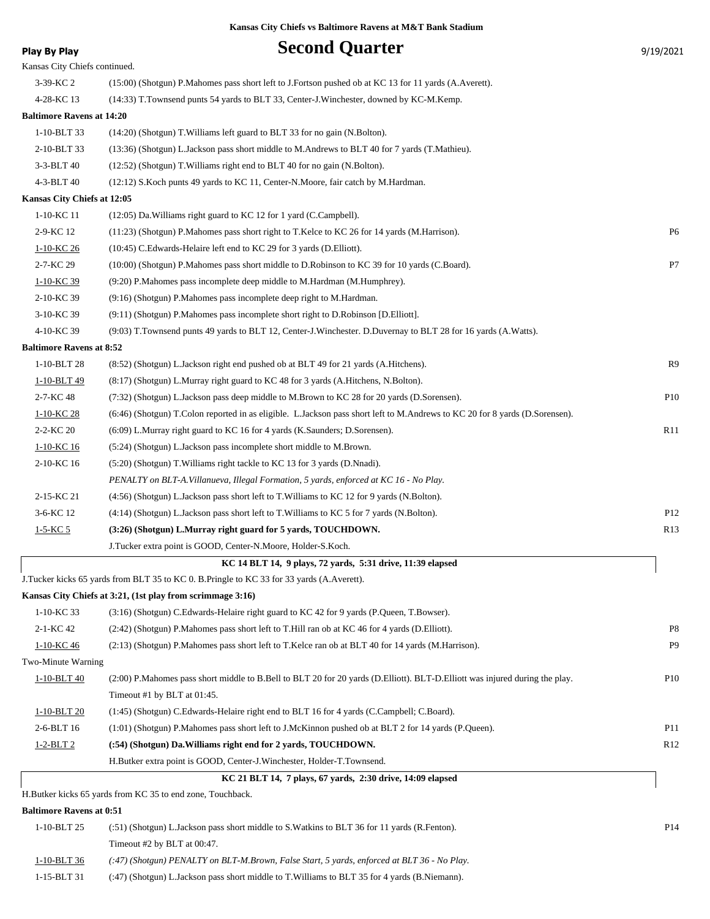**Kansas City Chiefs vs Baltimore Ravens at M&T Bank Stadium**

# Second Quarter

Kansas City Chiefs continued.

| Down | Play | |
|---|---|---|
| 3-39-KC 2 | (15:00) (Shotgun) P.Mahomes pass short left to J.Fortson pushed ob at KC 13 for 11 yards (A.Averett). | |
| 4-28-KC 13 | (14:33) T.Townsend punts 54 yards to BLT 33, Center-J.Winchester, downed by KC-M.Kemp. | |

**Baltimore Ravens at 14:20**

| Down | Play | |
|---|---|---|
| 1-10-BLT 33 | (14:20) (Shotgun) T.Williams left guard to BLT 33 for no gain (N.Bolton). | |
| 2-10-BLT 33 | (13:36) (Shotgun) L.Jackson pass short middle to M.Andrews to BLT 40 for 7 yards (T.Mathieu). | |
| 3-3-BLT 40 | (12:52) (Shotgun) T.Williams right end to BLT 40 for no gain (N.Bolton). | |
| 4-3-BLT 40 | (12:12) S.Koch punts 49 yards to KC 11, Center-N.Moore, fair catch by M.Hardman. | |

**Kansas City Chiefs at 12:05**

| Down | Play | |
|---|---|---|
| 1-10-KC 11 | (12:05) Da.Williams right guard to KC 12 for 1 yard (C.Campbell). | |
| 2-9-KC 12 | (11:23) (Shotgun) P.Mahomes pass short right to T.Kelce to KC 26 for 14 yards (M.Harrison). | P6 |
| 1-10-KC 26 | (10:45) C.Edwards-Helaire left end to KC 29 for 3 yards (D.Elliott). | |
| 2-7-KC 29 | (10:00) (Shotgun) P.Mahomes pass short middle to D.Robinson to KC 39 for 10 yards (C.Board). | P7 |
| 1-10-KC 39 | (9:20) P.Mahomes pass incomplete deep middle to M.Hardman (M.Humphrey). | |
| 2-10-KC 39 | (9:16) (Shotgun) P.Mahomes pass incomplete deep right to M.Hardman. | |
| 3-10-KC 39 | (9:11) (Shotgun) P.Mahomes pass incomplete short right to D.Robinson [D.Elliott]. | |
| 4-10-KC 39 | (9:03) T.Townsend punts 49 yards to BLT 12, Center-J.Winchester. D.Duvernay to BLT 28 for 16 yards (A.Watts). | |

**Baltimore Ravens at 8:52**

| Down | Play | |
|---|---|---|
| 1-10-BLT 28 | (8:52) (Shotgun) L.Jackson right end pushed ob at BLT 49 for 21 yards (A.Hitchens). | R9 |
| 1-10-BLT 49 | (8:17) (Shotgun) L.Murray right guard to KC 48 for 3 yards (A.Hitchens, N.Bolton). | |
| 2-7-KC 48 | (7:32) (Shotgun) L.Jackson pass deep middle to M.Brown to KC 28 for 20 yards (D.Sorensen). | P10 |
| 1-10-KC 28 | (6:46) (Shotgun) T.Colon reported in as eligible. L.Jackson pass short left to M.Andrews to KC 20 for 8 yards (D.Sorensen). | |
| 2-2-KC 20 | (6:09) L.Murray right guard to KC 16 for 4 yards (K.Saunders; D.Sorensen). | R11 |
| 1-10-KC 16 | (5:24) (Shotgun) L.Jackson pass incomplete short middle to M.Brown. | |
| 2-10-KC 16 | (5:20) (Shotgun) T.Williams right tackle to KC 13 for 3 yards (D.Nnadi). | |
| | *PENALTY on BLT-A.Villanueva, Illegal Formation, 5 yards, enforced at KC 16 - No Play.* | |
| 2-15-KC 21 | (4:56) (Shotgun) L.Jackson pass short left to T.Williams to KC 12 for 9 yards (N.Bolton). | |
| 3-6-KC 12 | (4:14) (Shotgun) L.Jackson pass short left to T.Williams to KC 5 for 7 yards (N.Bolton). | P12 |
| 1-5-KC 5 | **(3:26) (Shotgun) L.Murray right guard for 5 yards, TOUCHDOWN.** | R13 |
| | J.Tucker extra point is GOOD, Center-N.Moore, Holder-S.Koch. | |

**KC 14 BLT 14, 9 plays, 72 yards, 5:31 drive, 11:39 elapsed**

J.Tucker kicks 65 yards from BLT 35 to KC 0. B.Pringle to KC 33 for 33 yards (A.Averett).

**Kansas City Chiefs at 3:21, (1st play from scrimmage 3:16)**

| Down | Play | |
|---|---|---|
| 1-10-KC 33 | (3:16) (Shotgun) C.Edwards-Helaire right guard to KC 42 for 9 yards (P.Queen, T.Bowser). | |
| 2-1-KC 42 | (2:42) (Shotgun) P.Mahomes pass short left to T.Hill ran ob at KC 46 for 4 yards (D.Elliott). | P8 |
| 1-10-KC 46 | (2:13) (Shotgun) P.Mahomes pass short left to T.Kelce ran ob at BLT 40 for 14 yards (M.Harrison). | P9 |
| Two-Minute Warning | | |
| 1-10-BLT 40 | (2:00) P.Mahomes pass short middle to B.Bell to BLT 20 for 20 yards (D.Elliott). BLT-D.Elliott was injured during the play. | P10 |
| | Timeout #1 by BLT at 01:45. | |
| 1-10-BLT 20 | (1:45) (Shotgun) C.Edwards-Helaire right end to BLT 16 for 4 yards (C.Campbell; C.Board). | |
| 2-6-BLT 16 | (1:01) (Shotgun) P.Mahomes pass short left to J.McKinnon pushed ob at BLT 2 for 14 yards (P.Queen). | P11 |
| 1-2-BLT 2 | **(:54) (Shotgun) Da.Williams right end for 2 yards, TOUCHDOWN.** | R12 |
| | H.Butker extra point is GOOD, Center-J.Winchester, Holder-T.Townsend. | |

**KC 21 BLT 14, 7 plays, 67 yards, 2:30 drive, 14:09 elapsed**

H.Butker kicks 65 yards from KC 35 to end zone, Touchback.

**Baltimore Ravens at 0:51**

| Down | Play | |
|---|---|---|
| 1-10-BLT 25 | (:51) (Shotgun) L.Jackson pass short middle to S.Watkins to BLT 36 for 11 yards (R.Fenton). | P14 |
| | Timeout #2 by BLT at 00:47. | |
| 1-10-BLT 36 | *(:47) (Shotgun) PENALTY on BLT-M.Brown, False Start, 5 yards, enforced at BLT 36 - No Play.* | |
| 1-15-BLT 31 | (:47) (Shotgun) L.Jackson pass short middle to T.Williams to BLT 35 for 4 yards (B.Niemann). | |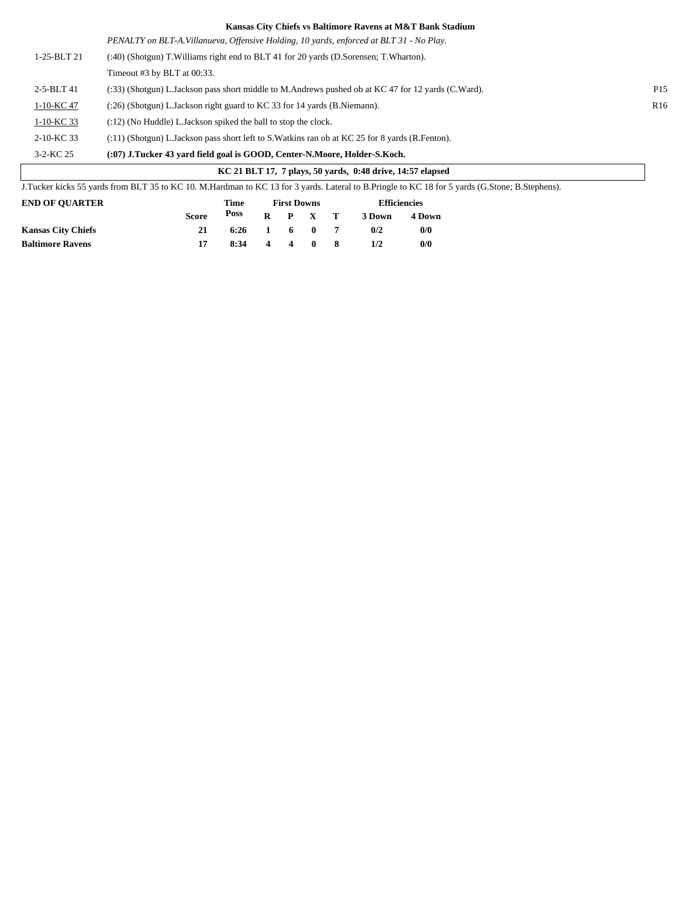**Kansas City Chiefs vs Baltimore Ravens at M&T Bank Stadium**

| | | |
|---|---|---|
| | *PENALTY on BLT-A.Villanueva, Offensive Holding, 10 yards, enforced at BLT 31 - No Play.* | |
| 1-25-BLT 21 | (:40) (Shotgun) T.Williams right end to BLT 41 for 20 yards (D.Sorensen; T.Wharton). | |
| | Timeout #3 by BLT at 00:33. | |
| 2-5-BLT 41 | (:33) (Shotgun) L.Jackson pass short middle to M.Andrews pushed ob at KC 47 for 12 yards (C.Ward). | P15 |
| 1-10-KC 47 | (:26) (Shotgun) L.Jackson right guard to KC 33 for 14 yards (B.Niemann). | R16 |
| 1-10-KC 33 | (:12) (No Huddle) L.Jackson spiked the ball to stop the clock. | |
| 2-10-KC 33 | (:11) (Shotgun) L.Jackson pass short left to S.Watkins ran ob at KC 25 for 8 yards (R.Fenton). | |
| 3-2-KC 25 | **(:07) J.Tucker 43 yard field goal is GOOD, Center-N.Moore, Holder-S.Koch.** | |

**KC 21 BLT 17, 7 plays, 50 yards, 0:48 drive, 14:57 elapsed**

J.Tucker kicks 55 yards from BLT 35 to KC 10. M.Hardman to KC 13 for 3 yards. Lateral to B.Pringle to KC 18 for 5 yards (G.Stone; B.Stephens).

| END OF QUARTER | Score | Time Poss | First Downs R | P | X | T | Efficiencies 3 Down | 4 Down |
|---|---|---|---|---|---|---|---|---|
| **Kansas City Chiefs** | 21 | 6:26 | 1 | 6 | 0 | 7 | 0/2 | 0/0 |
| **Baltimore Ravens** | 17 | 8:34 | 4 | 4 | 0 | 8 | 1/2 | 0/0 |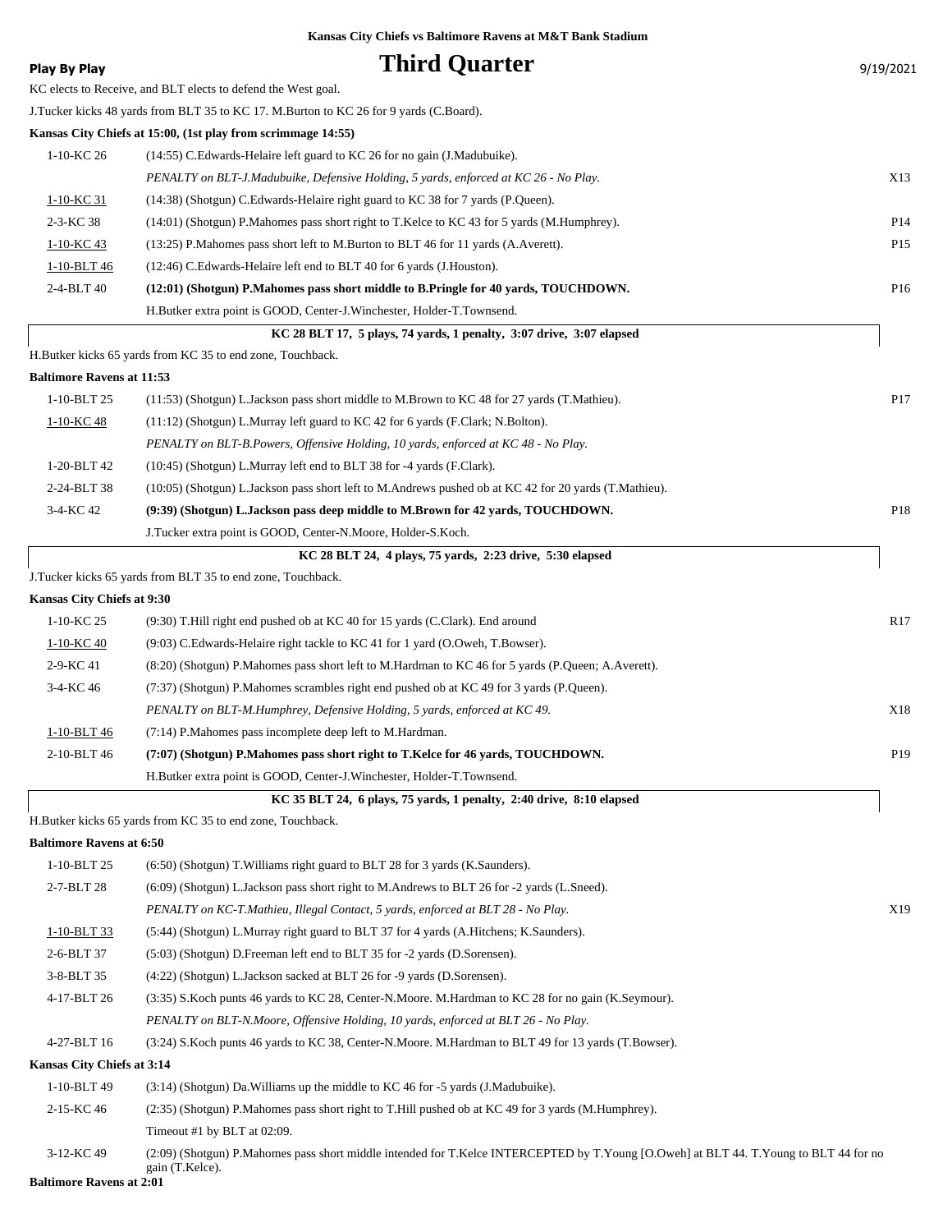Kansas City Chiefs vs Baltimore Ravens at M&T Bank Stadium

**Play By Play**

# Third Quarter

9/19/2021

KC elects to Receive, and BLT elects to defend the West goal.

J.Tucker kicks 48 yards from BLT 35 to KC 17. M.Burton to KC 26 for 9 yards (C.Board).

**Kansas City Chiefs at 15:00, (1st play from scrimmage 14:55)**

| | | |
|---|---|---|
| 1-10-KC 26 | (14:55) C.Edwards-Helaire left guard to KC 26 for no gain (J.Madubuike). | |
| | *PENALTY on BLT-J.Madubuike, Defensive Holding, 5 yards, enforced at KC 26 - No Play.* | X13 |
| 1-10-KC 31 | (14:38) (Shotgun) C.Edwards-Helaire right guard to KC 38 for 7 yards (P.Queen). | |
| 2-3-KC 38 | (14:01) (Shotgun) P.Mahomes pass short right to T.Kelce to KC 43 for 5 yards (M.Humphrey). | P14 |
| 1-10-KC 43 | (13:25) P.Mahomes pass short left to M.Burton to BLT 46 for 11 yards (A.Averett). | P15 |
| 1-10-BLT 46 | (12:46) C.Edwards-Helaire left end to BLT 40 for 6 yards (J.Houston). | |
| 2-4-BLT 40 | **(12:01) (Shotgun) P.Mahomes pass short middle to B.Pringle for 40 yards, TOUCHDOWN.** | P16 |
| | H.Butker extra point is GOOD, Center-J.Winchester, Holder-T.Townsend. | |

**KC 28 BLT 17, 5 plays, 74 yards, 1 penalty, 3:07 drive, 3:07 elapsed**

H.Butker kicks 65 yards from KC 35 to end zone, Touchback.

**Baltimore Ravens at 11:53**

| | | |
|---|---|---|
| 1-10-BLT 25 | (11:53) (Shotgun) L.Jackson pass short middle to M.Brown to KC 48 for 27 yards (T.Mathieu). | P17 |
| 1-10-KC 48 | (11:12) (Shotgun) L.Murray left guard to KC 42 for 6 yards (F.Clark; N.Bolton). | |
| | *PENALTY on BLT-B.Powers, Offensive Holding, 10 yards, enforced at KC 48 - No Play.* | |
| 1-20-BLT 42 | (10:45) (Shotgun) L.Murray left end to BLT 38 for -4 yards (F.Clark). | |
| 2-24-BLT 38 | (10:05) (Shotgun) L.Jackson pass short left to M.Andrews pushed ob at KC 42 for 20 yards (T.Mathieu). | |
| 3-4-KC 42 | **(9:39) (Shotgun) L.Jackson pass deep middle to M.Brown for 42 yards, TOUCHDOWN.** | P18 |
| | J.Tucker extra point is GOOD, Center-N.Moore, Holder-S.Koch. | |

**KC 28 BLT 24, 4 plays, 75 yards, 2:23 drive, 5:30 elapsed**

J.Tucker kicks 65 yards from BLT 35 to end zone, Touchback.

**Kansas City Chiefs at 9:30**

| | | |
|---|---|---|
| 1-10-KC 25 | (9:30) T.Hill right end pushed ob at KC 40 for 15 yards (C.Clark). End around | R17 |
| 1-10-KC 40 | (9:03) C.Edwards-Helaire right tackle to KC 41 for 1 yard (O.Oweh, T.Bowser). | |
| 2-9-KC 41 | (8:20) (Shotgun) P.Mahomes pass short left to M.Hardman to KC 46 for 5 yards (P.Queen; A.Averett). | |
| 3-4-KC 46 | (7:37) (Shotgun) P.Mahomes scrambles right end pushed ob at KC 49 for 3 yards (P.Queen). | |
| | *PENALTY on BLT-M.Humphrey, Defensive Holding, 5 yards, enforced at KC 49.* | X18 |
| 1-10-BLT 46 | (7:14) P.Mahomes pass incomplete deep left to M.Hardman. | |
| 2-10-BLT 46 | **(7:07) (Shotgun) P.Mahomes pass short right to T.Kelce for 46 yards, TOUCHDOWN.** | P19 |
| | H.Butker extra point is GOOD, Center-J.Winchester, Holder-T.Townsend. | |

**KC 35 BLT 24, 6 plays, 75 yards, 1 penalty, 2:40 drive, 8:10 elapsed**

H.Butker kicks 65 yards from KC 35 to end zone, Touchback.

**Baltimore Ravens at 6:50**

| | | |
|---|---|---|
| 1-10-BLT 25 | (6:50) (Shotgun) T.Williams right guard to BLT 28 for 3 yards (K.Saunders). | |
| 2-7-BLT 28 | (6:09) (Shotgun) L.Jackson pass short right to M.Andrews to BLT 26 for -2 yards (L.Sneed). | |
| | *PENALTY on KC-T.Mathieu, Illegal Contact, 5 yards, enforced at BLT 28 - No Play.* | X19 |
| 1-10-BLT 33 | (5:44) (Shotgun) L.Murray right guard to BLT 37 for 4 yards (A.Hitchens; K.Saunders). | |
| 2-6-BLT 37 | (5:03) (Shotgun) D.Freeman left end to BLT 35 for -2 yards (D.Sorensen). | |
| 3-8-BLT 35 | (4:22) (Shotgun) L.Jackson sacked at BLT 26 for -9 yards (D.Sorensen). | |
| 4-17-BLT 26 | (3:35) S.Koch punts 46 yards to KC 28, Center-N.Moore. M.Hardman to KC 28 for no gain (K.Seymour). | |
| | *PENALTY on BLT-N.Moore, Offensive Holding, 10 yards, enforced at BLT 26 - No Play.* | |
| 4-27-BLT 16 | (3:24) S.Koch punts 46 yards to KC 38, Center-N.Moore. M.Hardman to BLT 49 for 13 yards (T.Bowser). | |

**Kansas City Chiefs at 3:14**

| | | |
|---|---|---|
| 1-10-BLT 49 | (3:14) (Shotgun) Da.Williams up the middle to KC 46 for -5 yards (J.Madubuike). | |
| 2-15-KC 46 | (2:35) (Shotgun) P.Mahomes pass short right to T.Hill pushed ob at KC 49 for 3 yards (M.Humphrey). | |
| | Timeout #1 by BLT at 02:09. | |
| 3-12-KC 49 | (2:09) (Shotgun) P.Mahomes pass short middle intended for T.Kelce INTERCEPTED by T.Young [O.Oweh] at BLT 44. T.Young to BLT 44 for no gain (T.Kelce). | |

**Baltimore Ravens at 2:01**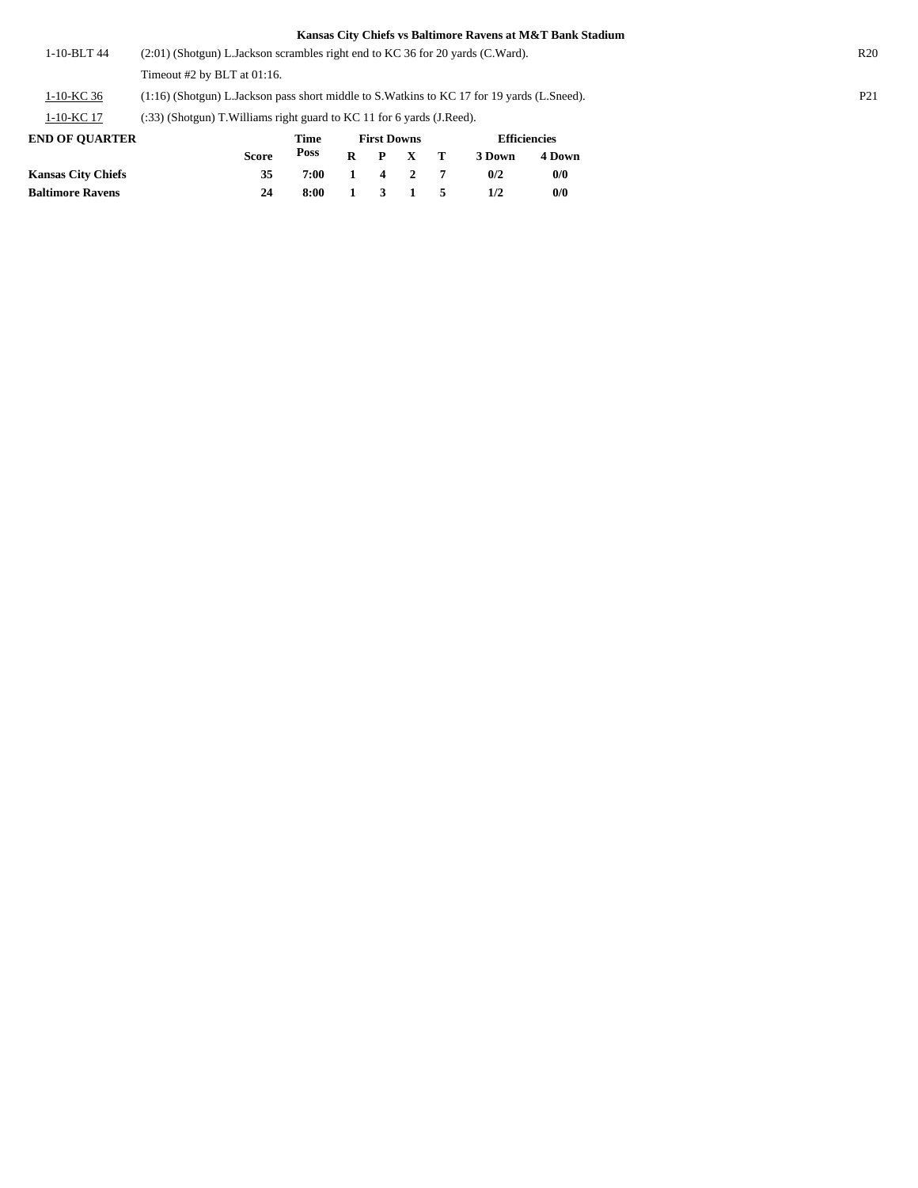**Kansas City Chiefs vs Baltimore Ravens at M&T Bank Stadium**

| | | |
|---|---|---|
| 1-10-BLT 44 | (2:01) (Shotgun) L.Jackson scrambles right end to KC 36 for 20 yards (C.Ward). | R20 |
| | Timeout #2 by BLT at 01:16. | |
| 1-10-KC 36 | (1:16) (Shotgun) L.Jackson pass short middle to S.Watkins to KC 17 for 19 yards (L.Sneed). | P21 |
| 1-10-KC 17 | (:33) (Shotgun) T.Williams right guard to KC 11 for 6 yards (J.Reed). | |

| END OF QUARTER | Score | Time Poss | First Downs R | P | X | T | Efficiencies 3 Down | 4 Down |
|---|---|---|---|---|---|---|---|---|
| **Kansas City Chiefs** | **35** | **7:00** | **1** | **4** | **2** | **7** | **0/2** | **0/0** |
| **Baltimore Ravens** | **24** | **8:00** | **1** | **3** | **1** | **5** | **1/2** | **0/0** |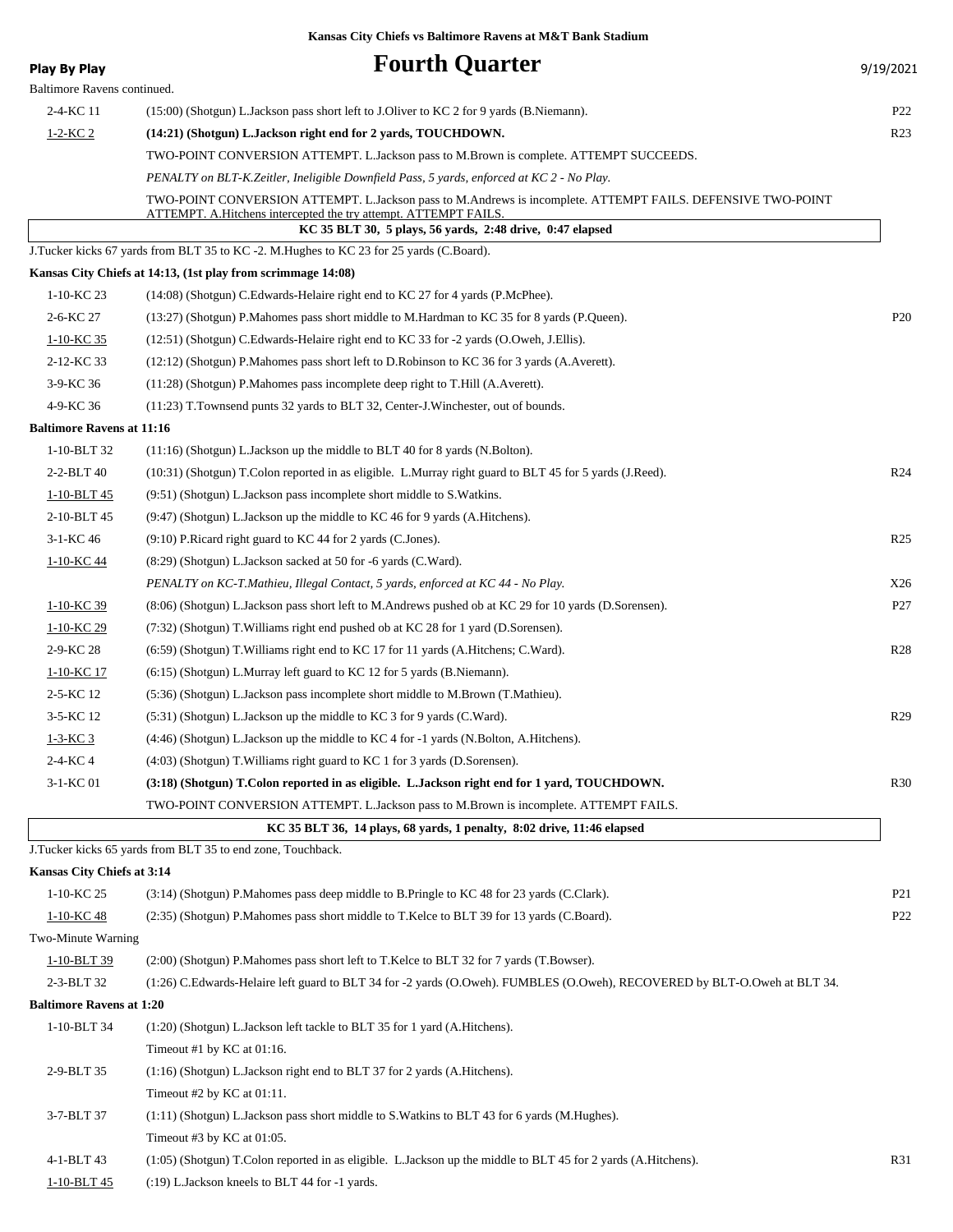**Kansas City Chiefs vs Baltimore Ravens at M&T Bank Stadium**

**Play By Play**

# Fourth Quarter

9/19/2021

Baltimore Ravens continued.

| Down | Play | |
|---|---|---|
| 2-4-KC 11 | (15:00) (Shotgun) L.Jackson pass short left to J.Oliver to KC 2 for 9 yards (B.Niemann). | P22 |
| 1-2-KC 2 | **(14:21) (Shotgun) L.Jackson right end for 2 yards, TOUCHDOWN.** | R23 |
| | TWO-POINT CONVERSION ATTEMPT. L.Jackson pass to M.Brown is complete. ATTEMPT SUCCEEDS. | |
| | *PENALTY on BLT-K.Zeitler, Ineligible Downfield Pass, 5 yards, enforced at KC 2 - No Play.* | |
| | TWO-POINT CONVERSION ATTEMPT. L.Jackson pass to M.Andrews is incomplete. ATTEMPT FAILS. DEFENSIVE TWO-POINT ATTEMPT. A.Hitchens intercepted the try attempt. ATTEMPT FAILS. | |

**KC 35 BLT 30, 5 plays, 56 yards, 2:48 drive, 0:47 elapsed**

J.Tucker kicks 67 yards from BLT 35 to KC -2. M.Hughes to KC 23 for 25 yards (C.Board).

**Kansas City Chiefs at 14:13, (1st play from scrimmage 14:08)**

| Down | Play | |
|---|---|---|
| 1-10-KC 23 | (14:08) (Shotgun) C.Edwards-Helaire right end to KC 27 for 4 yards (P.McPhee). | |
| 2-6-KC 27 | (13:27) (Shotgun) P.Mahomes pass short middle to M.Hardman to KC 35 for 8 yards (P.Queen). | P20 |
| 1-10-KC 35 | (12:51) (Shotgun) C.Edwards-Helaire right end to KC 33 for -2 yards (O.Oweh, J.Ellis). | |
| 2-12-KC 33 | (12:12) (Shotgun) P.Mahomes pass short left to D.Robinson to KC 36 for 3 yards (A.Averett). | |
| 3-9-KC 36 | (11:28) (Shotgun) P.Mahomes pass incomplete deep right to T.Hill (A.Averett). | |
| 4-9-KC 36 | (11:23) T.Townsend punts 32 yards to BLT 32, Center-J.Winchester, out of bounds. | |

**Baltimore Ravens at 11:16**

| Down | Play | |
|---|---|---|
| 1-10-BLT 32 | (11:16) (Shotgun) L.Jackson up the middle to BLT 40 for 8 yards (N.Bolton). | |
| 2-2-BLT 40 | (10:31) (Shotgun) T.Colon reported in as eligible. L.Murray right guard to BLT 45 for 5 yards (J.Reed). | R24 |
| 1-10-BLT 45 | (9:51) (Shotgun) L.Jackson pass incomplete short middle to S.Watkins. | |
| 2-10-BLT 45 | (9:47) (Shotgun) L.Jackson up the middle to KC 46 for 9 yards (A.Hitchens). | |
| 3-1-KC 46 | (9:10) P.Ricard right guard to KC 44 for 2 yards (C.Jones). | R25 |
| 1-10-KC 44 | (8:29) (Shotgun) L.Jackson sacked at 50 for -6 yards (C.Ward). | |
| | *PENALTY on KC-T.Mathieu, Illegal Contact, 5 yards, enforced at KC 44 - No Play.* | X26 |
| 1-10-KC 39 | (8:06) (Shotgun) L.Jackson pass short left to M.Andrews pushed ob at KC 29 for 10 yards (D.Sorensen). | P27 |
| 1-10-KC 29 | (7:32) (Shotgun) T.Williams right end pushed ob at KC 28 for 1 yard (D.Sorensen). | |
| 2-9-KC 28 | (6:59) (Shotgun) T.Williams right end to KC 17 for 11 yards (A.Hitchens; C.Ward). | R28 |
| 1-10-KC 17 | (6:15) (Shotgun) L.Murray left guard to KC 12 for 5 yards (B.Niemann). | |
| 2-5-KC 12 | (5:36) (Shotgun) L.Jackson pass incomplete short middle to M.Brown (T.Mathieu). | |
| 3-5-KC 12 | (5:31) (Shotgun) L.Jackson up the middle to KC 3 for 9 yards (C.Ward). | R29 |
| 1-3-KC 3 | (4:46) (Shotgun) L.Jackson up the middle to KC 4 for -1 yards (N.Bolton, A.Hitchens). | |
| 2-4-KC 4 | (4:03) (Shotgun) T.Williams right guard to KC 1 for 3 yards (D.Sorensen). | |
| 3-1-KC 01 | **(3:18) (Shotgun) T.Colon reported in as eligible. L.Jackson right end for 1 yard, TOUCHDOWN.** | R30 |
| | TWO-POINT CONVERSION ATTEMPT. L.Jackson pass to M.Brown is incomplete. ATTEMPT FAILS. | |

**KC 35 BLT 36, 14 plays, 68 yards, 1 penalty, 8:02 drive, 11:46 elapsed**

J.Tucker kicks 65 yards from BLT 35 to end zone, Touchback.

**Kansas City Chiefs at 3:14**

| Down | Play | |
|---|---|---|
| 1-10-KC 25 | (3:14) (Shotgun) P.Mahomes pass deep middle to B.Pringle to KC 48 for 23 yards (C.Clark). | P21 |
| 1-10-KC 48 | (2:35) (Shotgun) P.Mahomes pass short middle to T.Kelce to BLT 39 for 13 yards (C.Board). | P22 |
| | Two-Minute Warning | |
| 1-10-BLT 39 | (2:00) (Shotgun) P.Mahomes pass short left to T.Kelce to BLT 32 for 7 yards (T.Bowser). | |
| 2-3-BLT 32 | (1:26) C.Edwards-Helaire left guard to BLT 34 for -2 yards (O.Oweh). FUMBLES (O.Oweh), RECOVERED by BLT-O.Oweh at BLT 34. | |

**Baltimore Ravens at 1:20**

| Down | Play | |
|---|---|---|
| 1-10-BLT 34 | (1:20) (Shotgun) L.Jackson left tackle to BLT 35 for 1 yard (A.Hitchens). | |
| | Timeout #1 by KC at 01:16. | |
| 2-9-BLT 35 | (1:16) (Shotgun) L.Jackson right end to BLT 37 for 2 yards (A.Hitchens). | |
| | Timeout #2 by KC at 01:11. | |
| 3-7-BLT 37 | (1:11) (Shotgun) L.Jackson pass short middle to S.Watkins to BLT 43 for 6 yards (M.Hughes). | |
| | Timeout #3 by KC at 01:05. | |
| 4-1-BLT 43 | (1:05) (Shotgun) T.Colon reported in as eligible. L.Jackson up the middle to BLT 45 for 2 yards (A.Hitchens). | R31 |
| 1-10-BLT 45 | (:19) L.Jackson kneels to BLT 44 for -1 yards. | |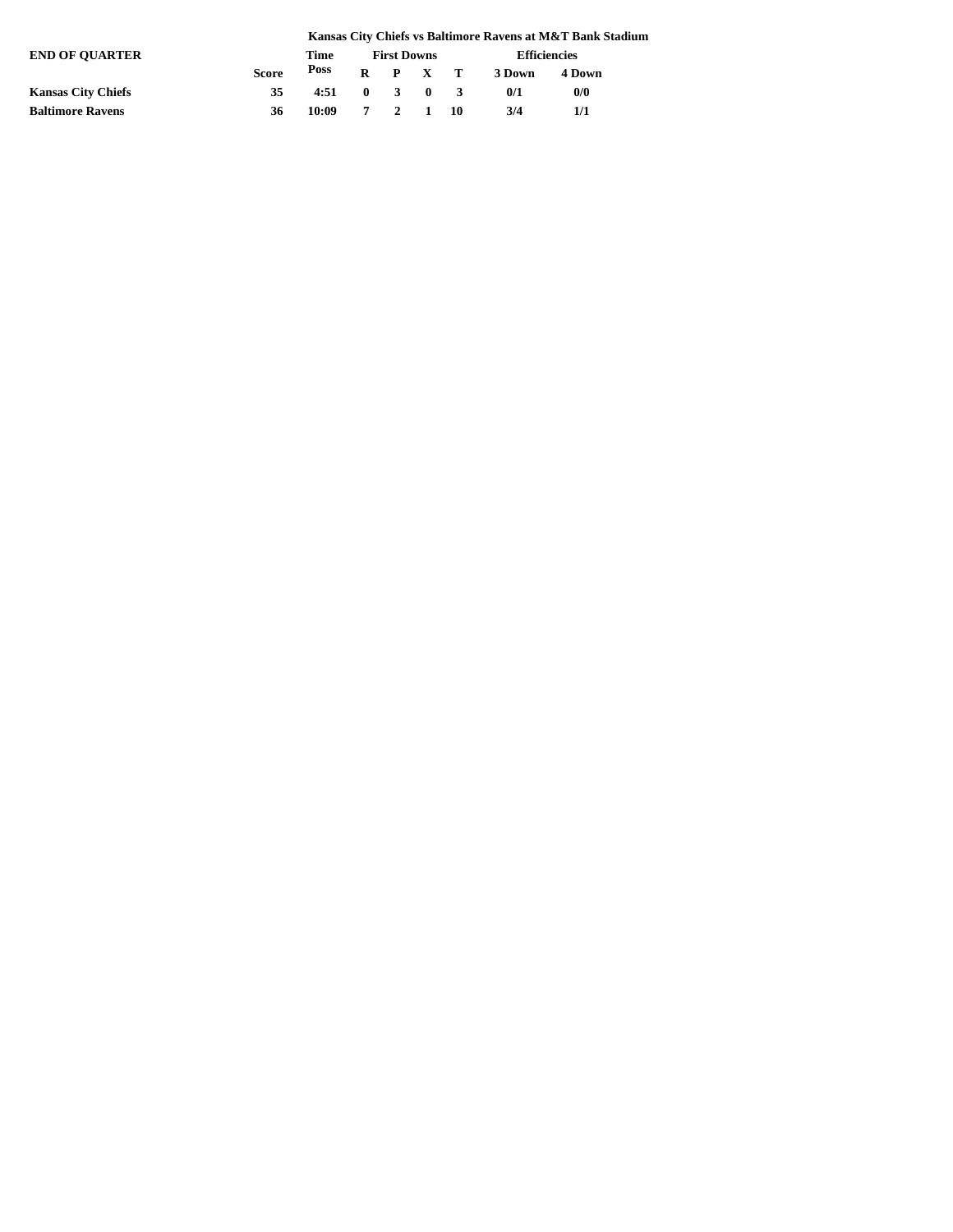**Kansas City Chiefs vs Baltimore Ravens at M&T Bank Stadium**

| END OF QUARTER | | Time | First Downs | | | | Efficiencies | |
|---|---|---|---|---|---|---|---|---|
| | Score | Poss | R | P | X | T | 3 Down | 4 Down |
| **Kansas City Chiefs** | 35 | 4:51 | 0 | 3 | 0 | 3 | 0/1 | 0/0 |
| **Baltimore Ravens** | 36 | 10:09 | 7 | 2 | 1 | 10 | 3/4 | 1/1 |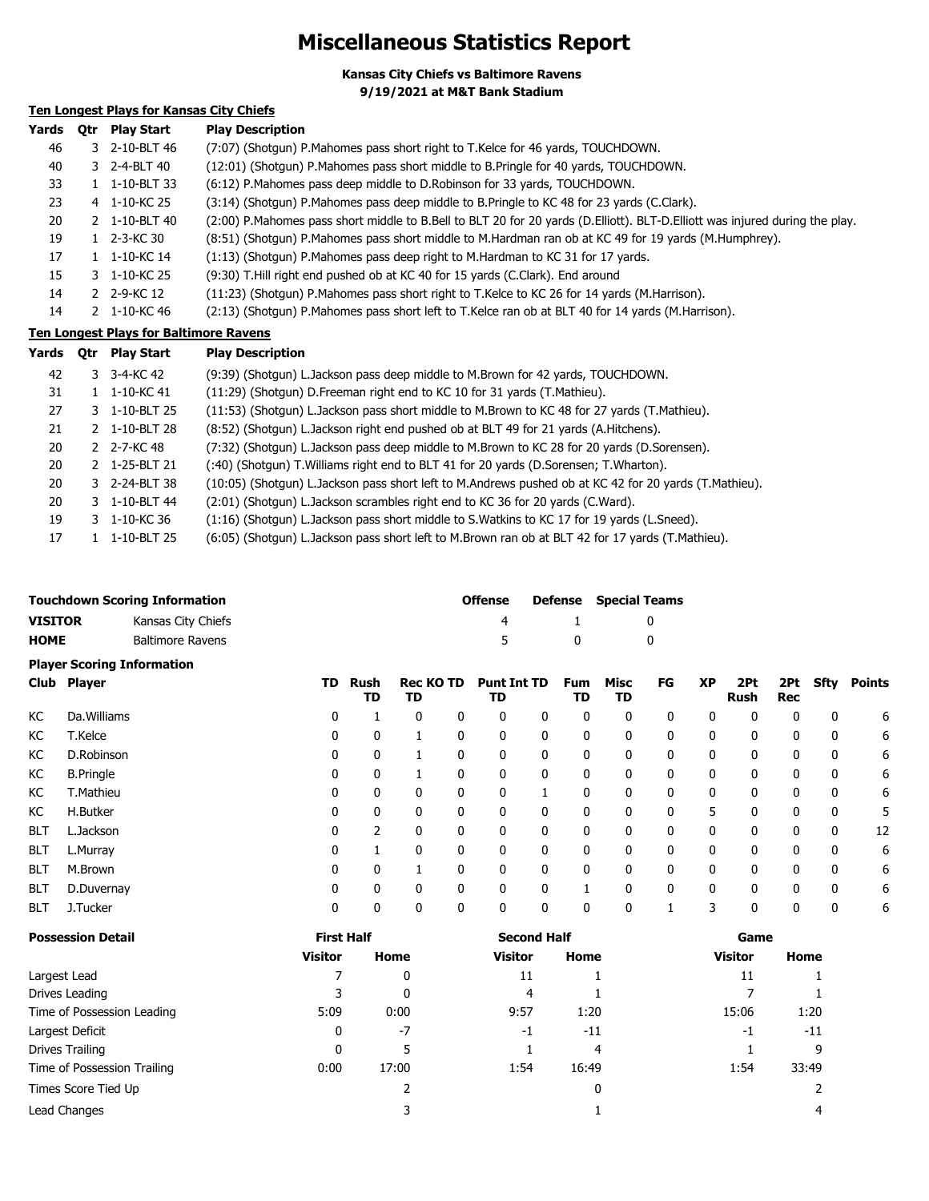# Miscellaneous Statistics Report

**Kansas City Chiefs vs Baltimore Ravens**
**9/19/2021 at M&T Bank Stadium**

## Ten Longest Plays for Kansas City Chiefs

| Yards | Qtr | Play Start | Play Description |
|---|---|---|---|
| 46 | 3 | 2-10-BLT 46 | (7:07) (Shotgun) P.Mahomes pass short right to T.Kelce for 46 yards, TOUCHDOWN. |
| 40 | 3 | 2-4-BLT 40 | (12:01) (Shotgun) P.Mahomes pass short middle to B.Pringle for 40 yards, TOUCHDOWN. |
| 33 | 1 | 1-10-BLT 33 | (6:12) P.Mahomes pass deep middle to D.Robinson for 33 yards, TOUCHDOWN. |
| 23 | 4 | 1-10-KC 25 | (3:14) (Shotgun) P.Mahomes pass deep middle to B.Pringle to KC 48 for 23 yards (C.Clark). |
| 20 | 2 | 1-10-BLT 40 | (2:00) P.Mahomes pass short middle to B.Bell to BLT 20 for 20 yards (D.Elliott). BLT-D.Elliott was injured during the play. |
| 19 | 1 | 2-3-KC 30 | (8:51) (Shotgun) P.Mahomes pass short middle to M.Hardman ran ob at KC 49 for 19 yards (M.Humphrey). |
| 17 | 1 | 1-10-KC 14 | (1:13) (Shotgun) P.Mahomes pass deep right to M.Hardman to KC 31 for 17 yards. |
| 15 | 3 | 1-10-KC 25 | (9:30) T.Hill right end pushed ob at KC 40 for 15 yards (C.Clark). End around |
| 14 | 2 | 2-9-KC 12 | (11:23) (Shotgun) P.Mahomes pass short right to T.Kelce to KC 26 for 14 yards (M.Harrison). |
| 14 | 2 | 1-10-KC 46 | (2:13) (Shotgun) P.Mahomes pass short left to T.Kelce ran ob at BLT 40 for 14 yards (M.Harrison). |

## Ten Longest Plays for Baltimore Ravens

| Yards | Qtr | Play Start | Play Description |
|---|---|---|---|
| 42 | 3 | 3-4-KC 42 | (9:39) (Shotgun) L.Jackson pass deep middle to M.Brown for 42 yards, TOUCHDOWN. |
| 31 | 1 | 1-10-KC 41 | (11:29) (Shotgun) D.Freeman right end to KC 10 for 31 yards (T.Mathieu). |
| 27 | 3 | 1-10-BLT 25 | (11:53) (Shotgun) L.Jackson pass short middle to M.Brown to KC 48 for 27 yards (T.Mathieu). |
| 21 | 2 | 1-10-BLT 28 | (8:52) (Shotgun) L.Jackson right end pushed ob at BLT 49 for 21 yards (A.Hitchens). |
| 20 | 2 | 2-7-KC 48 | (7:32) (Shotgun) L.Jackson pass deep middle to M.Brown to KC 28 for 20 yards (D.Sorensen). |
| 20 | 2 | 1-25-BLT 21 | (:40) (Shotgun) T.Williams right end to BLT 41 for 20 yards (D.Sorensen; T.Wharton). |
| 20 | 3 | 2-24-BLT 38 | (10:05) (Shotgun) L.Jackson pass short left to M.Andrews pushed ob at KC 42 for 20 yards (T.Mathieu). |
| 20 | 3 | 1-10-BLT 44 | (2:01) (Shotgun) L.Jackson scrambles right end to KC 36 for 20 yards (C.Ward). |
| 19 | 3 | 1-10-KC 36 | (1:16) (Shotgun) L.Jackson pass short middle to S.Watkins to KC 17 for 19 yards (L.Sneed). |
| 17 | 1 | 1-10-BLT 25 | (6:05) (Shotgun) L.Jackson pass short left to M.Brown ran ob at BLT 42 for 17 yards (T.Mathieu). |

## Touchdown Scoring Information

| | | Offense | Defense | Special Teams |
|---|---|---|---|---|
| **VISITOR** | Kansas City Chiefs | 4 | 1 | 0 |
| **HOME** | Baltimore Ravens | 5 | 0 | 0 |

## Player Scoring Information

| Club | Player | TD | Rush TD | Rec TD | KO TD | Punt TD | Int TD | Fum TD | Misc TD | FG | XP | 2Pt Rush | 2Pt Rec | Sfty | Points |
|---|---|---|---|---|---|---|---|---|---|---|---|---|---|---|---|
| KC | Da.Williams | 0 | 1 | 0 | 0 | 0 | 0 | 0 | 0 | 0 | 0 | 0 | 0 | 0 | 6 |
| KC | T.Kelce | 0 | 0 | 1 | 0 | 0 | 0 | 0 | 0 | 0 | 0 | 0 | 0 | 0 | 6 |
| KC | D.Robinson | 0 | 0 | 1 | 0 | 0 | 0 | 0 | 0 | 0 | 0 | 0 | 0 | 0 | 6 |
| KC | B.Pringle | 0 | 0 | 1 | 0 | 0 | 0 | 0 | 0 | 0 | 0 | 0 | 0 | 0 | 6 |
| KC | T.Mathieu | 0 | 0 | 0 | 0 | 0 | 1 | 0 | 0 | 0 | 0 | 0 | 0 | 0 | 6 |
| KC | H.Butker | 0 | 0 | 0 | 0 | 0 | 0 | 0 | 0 | 0 | 5 | 0 | 0 | 0 | 5 |
| BLT | L.Jackson | 0 | 2 | 0 | 0 | 0 | 0 | 0 | 0 | 0 | 0 | 0 | 0 | 0 | 12 |
| BLT | L.Murray | 0 | 1 | 0 | 0 | 0 | 0 | 0 | 0 | 0 | 0 | 0 | 0 | 0 | 6 |
| BLT | M.Brown | 0 | 0 | 1 | 0 | 0 | 0 | 0 | 0 | 0 | 0 | 0 | 0 | 0 | 6 |
| BLT | D.Duvernay | 0 | 0 | 0 | 0 | 0 | 0 | 1 | 0 | 0 | 0 | 0 | 0 | 0 | 6 |
| BLT | J.Tucker | 0 | 0 | 0 | 0 | 0 | 0 | 0 | 0 | 1 | 3 | 0 | 0 | 0 | 6 |

## Possession Detail

| | First Half | | Second Half | | Game | |
|---|---|---|---|---|---|---|
| | Visitor | Home | Visitor | Home | Visitor | Home |
| Largest Lead | 7 | 0 | 11 | 1 | 11 | 1 |
| Drives Leading | 3 | 0 | 4 | 1 | 7 | 1 |
| Time of Possession Leading | 5:09 | 0:00 | 9:57 | 1:20 | 15:06 | 1:20 |
| Largest Deficit | 0 | -7 | -1 | -11 | -1 | -11 |
| Drives Trailing | 0 | 5 | 1 | 4 | 1 | 9 |
| Time of Possession Trailing | 0:00 | 17:00 | 1:54 | 16:49 | 1:54 | 33:49 |
| Times Score Tied Up | | 2 | | 0 | | 2 |
| Lead Changes | | 3 | | 1 | | 4 |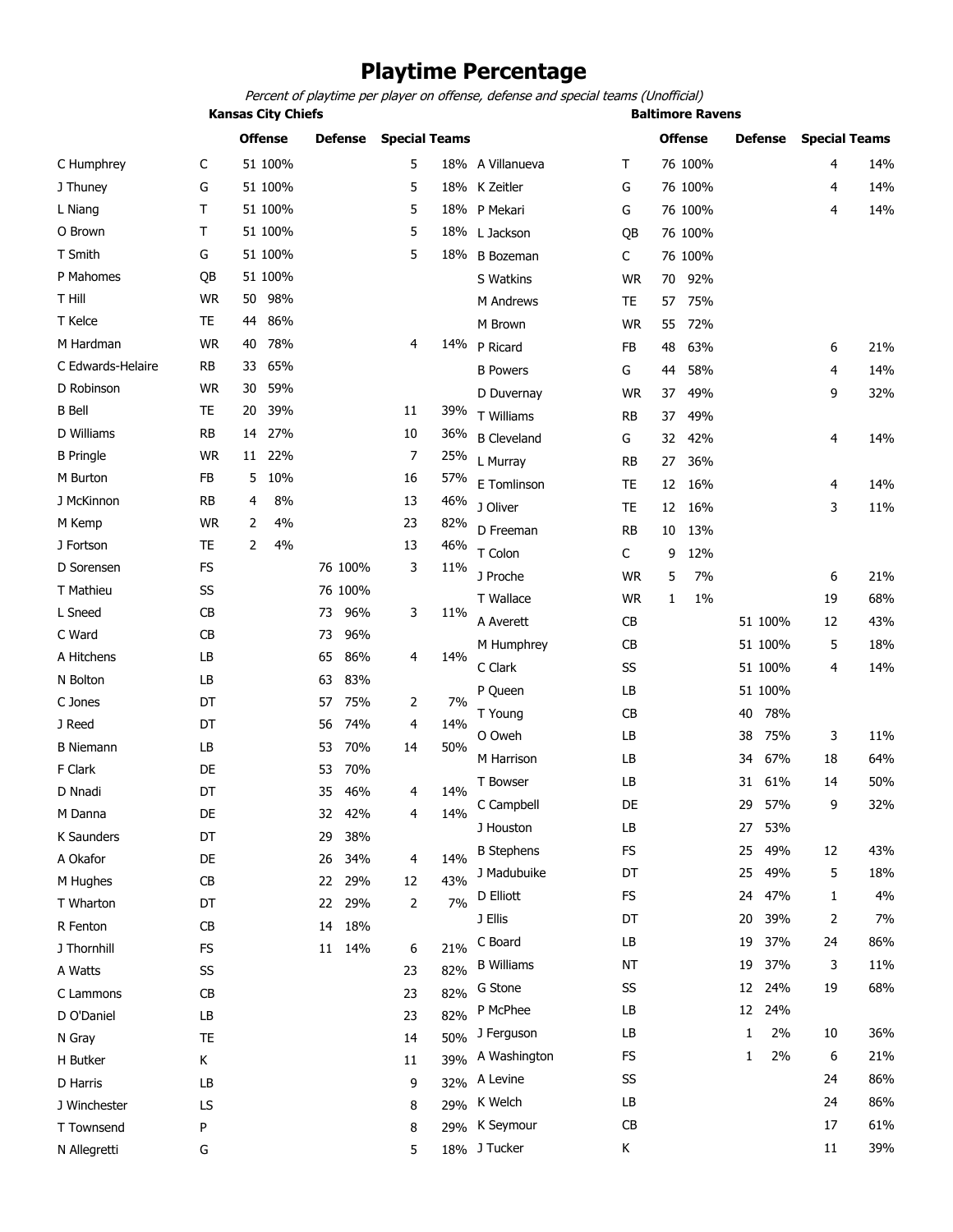# Playtime Percentage

*Percent of playtime per player on offense, defense and special teams (Unofficial)*

## Kansas City Chiefs

| Player | Pos | Offense | | Defense | | Special Teams | |
|---|---|---|---|---|---|---|---|
| C Humphrey | C | 51 | 100% | | | 5 | 18% |
| J Thuney | G | 51 | 100% | | | 5 | 18% |
| L Niang | T | 51 | 100% | | | 5 | 18% |
| O Brown | T | 51 | 100% | | | 5 | 18% |
| T Smith | G | 51 | 100% | | | 5 | 18% |
| P Mahomes | QB | 51 | 100% | | | | |
| T Hill | WR | 50 | 98% | | | | |
| T Kelce | TE | 44 | 86% | | | | |
| M Hardman | WR | 40 | 78% | | | 4 | 14% |
| C Edwards-Helaire | RB | 33 | 65% | | | | |
| D Robinson | WR | 30 | 59% | | | | |
| B Bell | TE | 20 | 39% | | | 11 | 39% |
| D Williams | RB | 14 | 27% | | | 10 | 36% |
| B Pringle | WR | 11 | 22% | | | 7 | 25% |
| M Burton | FB | 5 | 10% | | | 16 | 57% |
| J McKinnon | RB | 4 | 8% | | | 13 | 46% |
| M Kemp | WR | 2 | 4% | | | 23 | 82% |
| J Fortson | TE | 2 | 4% | | | 13 | 46% |
| D Sorensen | FS | | | 76 | 100% | 3 | 11% |
| T Mathieu | SS | | | 76 | 100% | | |
| L Sneed | CB | | | 73 | 96% | 3 | 11% |
| C Ward | CB | | | 73 | 96% | | |
| A Hitchens | LB | | | 65 | 86% | 4 | 14% |
| N Bolton | LB | | | 63 | 83% | | |
| C Jones | DT | | | 57 | 75% | 2 | 7% |
| J Reed | DT | | | 56 | 74% | 4 | 14% |
| B Niemann | LB | | | 53 | 70% | 14 | 50% |
| F Clark | DE | | | 53 | 70% | | |
| D Nnadi | DT | | | 35 | 46% | 4 | 14% |
| M Danna | DE | | | 32 | 42% | 4 | 14% |
| K Saunders | DT | | | 29 | 38% | | |
| A Okafor | DE | | | 26 | 34% | 4 | 14% |
| M Hughes | CB | | | 22 | 29% | 12 | 43% |
| T Wharton | DT | | | 22 | 29% | 2 | 7% |
| R Fenton | CB | | | 14 | 18% | | |
| J Thornhill | FS | | | 11 | 14% | 6 | 21% |
| A Watts | SS | | | | | 23 | 82% |
| C Lammons | CB | | | | | 23 | 82% |
| D O'Daniel | LB | | | | | 23 | 82% |
| N Gray | TE | | | | | 14 | 50% |
| H Butker | K | | | | | 11 | 39% |
| D Harris | LB | | | | | 9 | 32% |
| J Winchester | LS | | | | | 8 | 29% |
| T Townsend | P | | | | | 8 | 29% |
| N Allegretti | G | | | | | 5 | 18% |

## Baltimore Ravens

| Player | Pos | Offense | | Defense | | Special Teams | |
|---|---|---|---|---|---|---|---|
| A Villanueva | T | 76 | 100% | | | 4 | 14% |
| K Zeitler | G | 76 | 100% | | | 4 | 14% |
| P Mekari | G | 76 | 100% | | | 4 | 14% |
| L Jackson | QB | 76 | 100% | | | | |
| B Bozeman | C | 76 | 100% | | | | |
| S Watkins | WR | 70 | 92% | | | | |
| M Andrews | TE | 57 | 75% | | | | |
| M Brown | WR | 55 | 72% | | | | |
| P Ricard | FB | 48 | 63% | | | 6 | 21% |
| B Powers | G | 44 | 58% | | | 4 | 14% |
| D Duvernay | WR | 37 | 49% | | | 9 | 32% |
| T Williams | RB | 37 | 49% | | | | |
| B Cleveland | G | 32 | 42% | | | 4 | 14% |
| L Murray | RB | 27 | 36% | | | | |
| E Tomlinson | TE | 12 | 16% | | | 4 | 14% |
| J Oliver | TE | 12 | 16% | | | 3 | 11% |
| D Freeman | RB | 10 | 13% | | | | |
| T Colon | C | 9 | 12% | | | | |
| J Proche | WR | 5 | 7% | | | 6 | 21% |
| T Wallace | WR | 1 | 1% | | | 19 | 68% |
| A Averett | CB | | | 51 | 100% | 12 | 43% |
| M Humphrey | CB | | | 51 | 100% | 5 | 18% |
| C Clark | SS | | | 51 | 100% | 4 | 14% |
| P Queen | LB | | | 51 | 100% | | |
| T Young | CB | | | 40 | 78% | | |
| O Oweh | LB | | | 38 | 75% | 3 | 11% |
| M Harrison | LB | | | 34 | 67% | 18 | 64% |
| T Bowser | LB | | | 31 | 61% | 14 | 50% |
| C Campbell | DE | | | 29 | 57% | 9 | 32% |
| J Houston | LB | | | 27 | 53% | | |
| B Stephens | FS | | | 25 | 49% | 12 | 43% |
| J Madubuike | DT | | | 25 | 49% | 5 | 18% |
| D Elliott | FS | | | 24 | 47% | 1 | 4% |
| J Ellis | DT | | | 20 | 39% | 2 | 7% |
| C Board | LB | | | 19 | 37% | 24 | 86% |
| B Williams | NT | | | 19 | 37% | 3 | 11% |
| G Stone | SS | | | 12 | 24% | 19 | 68% |
| P McPhee | LB | | | 12 | 24% | | |
| J Ferguson | LB | | | 1 | 2% | 10 | 36% |
| A Washington | FS | | | 1 | 2% | 6 | 21% |
| A Levine | SS | | | | | 24 | 86% |
| K Welch | LB | | | | | 24 | 86% |
| K Seymour | CB | | | | | 17 | 61% |
| J Tucker | K | | | | | 11 | 39% |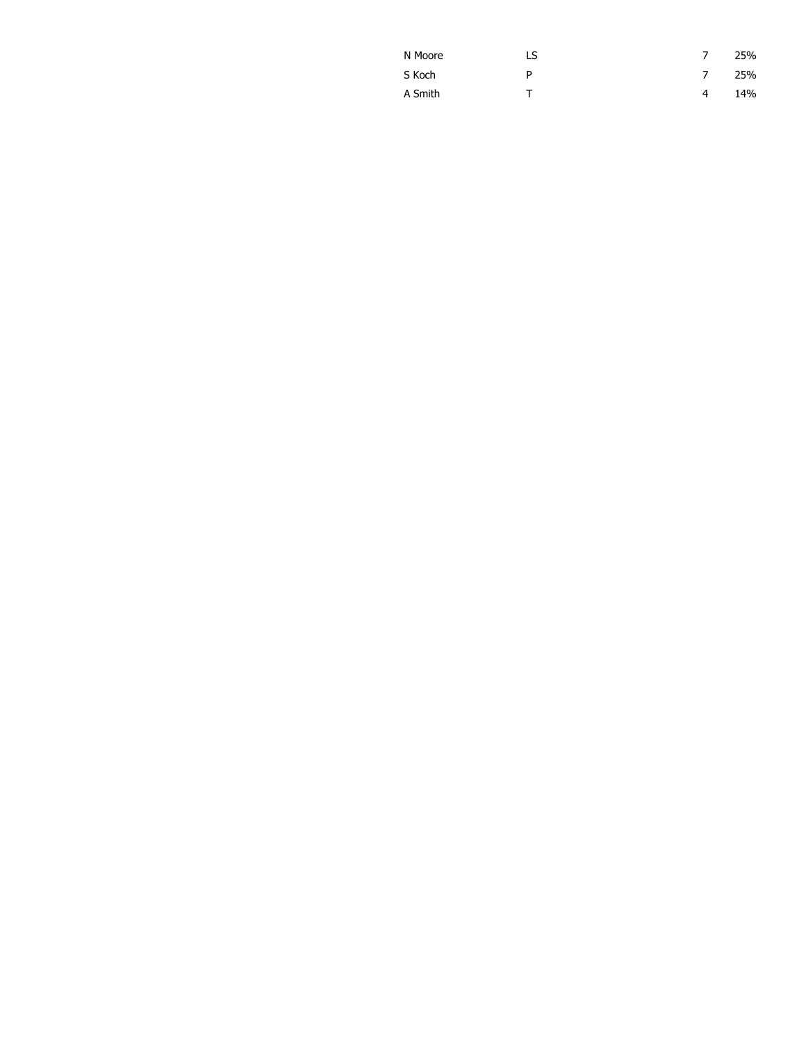| | | | |
|---|---|---|---|
| N Moore | LS | 7 | 25% |
| S Koch | P | 7 | 25% |
| A Smith | T | 4 | 14% |